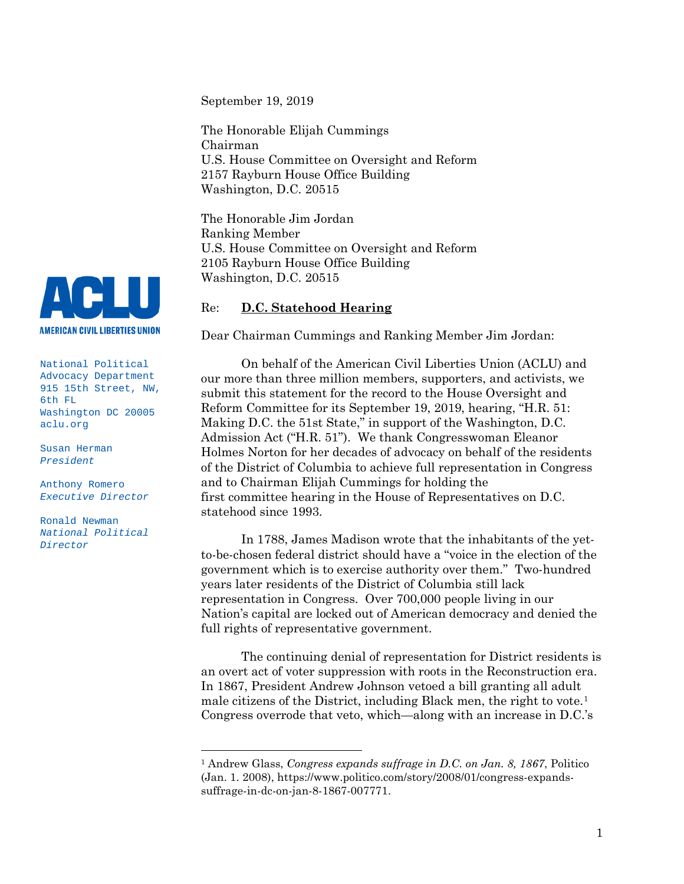AMERICAN CIVIL LIBERTIES UNION

National Political Advocacy Department
915 15th Street, NW, 6th FL
Washington DC 20005
aclu.org

Susan Herman
*President*

Anthony Romero
*Executive Director*

Ronald Newman
*National Political Director*

September 19, 2019

The Honorable Elijah Cummings
Chairman
U.S. House Committee on Oversight and Reform
2157 Rayburn House Office Building
Washington, D.C. 20515

The Honorable Jim Jordan
Ranking Member
U.S. House Committee on Oversight and Reform
2105 Rayburn House Office Building
Washington, D.C. 20515

Re: **D.C. Statehood Hearing**

Dear Chairman Cummings and Ranking Member Jim Jordan:

On behalf of the American Civil Liberties Union (ACLU) and our more than three million members, supporters, and activists, we submit this statement for the record to the House Oversight and Reform Committee for its September 19, 2019, hearing, "H.R. 51: Making D.C. the 51st State," in support of the Washington, D.C. Admission Act ("H.R. 51"). We thank Congresswoman Eleanor Holmes Norton for her decades of advocacy on behalf of the residents of the District of Columbia to achieve full representation in Congress and to Chairman Elijah Cummings for holding the first committee hearing in the House of Representatives on D.C. statehood since 1993.

In 1788, James Madison wrote that the inhabitants of the yet-to-be-chosen federal district should have a "voice in the election of the government which is to exercise authority over them." Two-hundred years later residents of the District of Columbia still lack representation in Congress. Over 700,000 people living in our Nation's capital are locked out of American democracy and denied the full rights of representative government.

The continuing denial of representation for District residents is an overt act of voter suppression with roots in the Reconstruction era. In 1867, President Andrew Johnson vetoed a bill granting all adult male citizens of the District, including Black men, the right to vote.[1] Congress overrode that veto, which—along with an increase in D.C.'s

[1] Andrew Glass, *Congress expands suffrage in D.C. on Jan. 8, 1867*, Politico (Jan. 1. 2008), https://www.politico.com/story/2008/01/congress-expands-suffrage-in-dc-on-jan-8-1867-007771.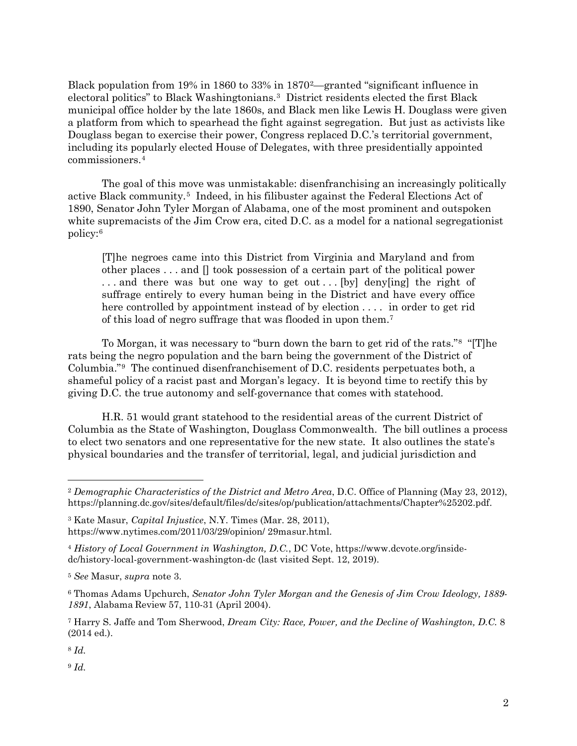Black population from 19% in 1860 to 33% in 1870[2]—granted "significant influence in electoral politics" to Black Washingtonians.[3] District residents elected the first Black municipal office holder by the late 1860s, and Black men like Lewis H. Douglass were given a platform from which to spearhead the fight against segregation. But just as activists like Douglass began to exercise their power, Congress replaced D.C.'s territorial government, including its popularly elected House of Delegates, with three presidentially appointed commissioners.[4]

The goal of this move was unmistakable: disenfranchising an increasingly politically active Black community.[5] Indeed, in his filibuster against the Federal Elections Act of 1890, Senator John Tyler Morgan of Alabama, one of the most prominent and outspoken white supremacists of the Jim Crow era, cited D.C. as a model for a national segregationist policy:[6]

> [T]he negroes came into this District from Virginia and Maryland and from other places . . . and [] took possession of a certain part of the political power . . . and there was but one way to get out . . . [by] deny[ing] the right of suffrage entirely to every human being in the District and have every office here controlled by appointment instead of by election . . . . in order to get rid of this load of negro suffrage that was flooded in upon them.[7]

To Morgan, it was necessary to "burn down the barn to get rid of the rats."[8] "[T]he rats being the negro population and the barn being the government of the District of Columbia."[9] The continued disenfranchisement of D.C. residents perpetuates both, a shameful policy of a racist past and Morgan's legacy. It is beyond time to rectify this by giving D.C. the true autonomy and self-governance that comes with statehood.

H.R. 51 would grant statehood to the residential areas of the current District of Columbia as the State of Washington, Douglass Commonwealth. The bill outlines a process to elect two senators and one representative for the new state. It also outlines the state's physical boundaries and the transfer of territorial, legal, and judicial jurisdiction and

---

[2] *Demographic Characteristics of the District and Metro Area*, D.C. Office of Planning (May 23, 2012), https://planning.dc.gov/sites/default/files/dc/sites/op/publication/attachments/Chapter%25202.pdf.

[3] Kate Masur, *Capital Injustice*, N.Y. Times (Mar. 28, 2011), https://www.nytimes.com/2011/03/29/opinion/ 29masur.html.

[4] *History of Local Government in Washington, D.C.*, DC Vote, https://www.dcvote.org/inside-dc/history-local-government-washington-dc (last visited Sept. 12, 2019).

[5] *See* Masur, *supra* note 3.

[6] Thomas Adams Upchurch, *Senator John Tyler Morgan and the Genesis of Jim Crow Ideology, 1889-1891*, Alabama Review 57, 110-31 (April 2004).

[7] Harry S. Jaffe and Tom Sherwood, *Dream City: Race, Power, and the Decline of Washington, D.C.* 8 (2014 ed.).

[8] *Id.*

[9] *Id.*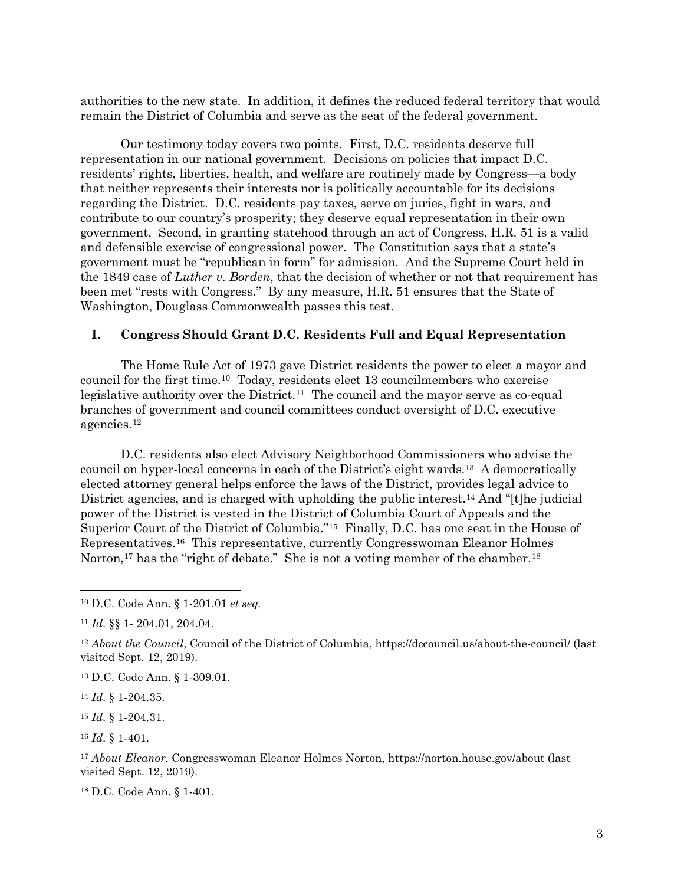authorities to the new state. In addition, it defines the reduced federal territory that would remain the District of Columbia and serve as the seat of the federal government.

Our testimony today covers two points. First, D.C. residents deserve full representation in our national government. Decisions on policies that impact D.C. residents' rights, liberties, health, and welfare are routinely made by Congress—a body that neither represents their interests nor is politically accountable for its decisions regarding the District. D.C. residents pay taxes, serve on juries, fight in wars, and contribute to our country's prosperity; they deserve equal representation in their own government. Second, in granting statehood through an act of Congress, H.R. 51 is a valid and defensible exercise of congressional power. The Constitution says that a state's government must be "republican in form" for admission. And the Supreme Court held in the 1849 case of *Luther v. Borden*, that the decision of whether or not that requirement has been met "rests with Congress." By any measure, H.R. 51 ensures that the State of Washington, Douglass Commonwealth passes this test.

## I. Congress Should Grant D.C. Residents Full and Equal Representation

The Home Rule Act of 1973 gave District residents the power to elect a mayor and council for the first time.[10] Today, residents elect 13 councilmembers who exercise legislative authority over the District.[11] The council and the mayor serve as co-equal branches of government and council committees conduct oversight of D.C. executive agencies.[12]

D.C. residents also elect Advisory Neighborhood Commissioners who advise the council on hyper-local concerns in each of the District's eight wards.[13] A democratically elected attorney general helps enforce the laws of the District, provides legal advice to District agencies, and is charged with upholding the public interest.[14] And "[t]he judicial power of the District is vested in the District of Columbia Court of Appeals and the Superior Court of the District of Columbia."[15] Finally, D.C. has one seat in the House of Representatives.[16] This representative, currently Congresswoman Eleanor Holmes Norton,[17] has the "right of debate." She is not a voting member of the chamber.[18]

---

[10] D.C. Code Ann. § 1-201.01 *et seq.*

[11] *Id.* §§ 1- 204.01, 204.04.

[12] *About the Council*, Council of the District of Columbia, https://dccouncil.us/about-the-council/ (last visited Sept. 12, 2019).

[13] D.C. Code Ann. § 1-309.01.

[14] *Id.* § 1-204.35.

[15] *Id.* § 1-204.31.

[16] *Id.* § 1-401.

[17] *About Eleanor*, Congresswoman Eleanor Holmes Norton, https://norton.house.gov/about (last visited Sept. 12, 2019).

[18] D.C. Code Ann. § 1-401.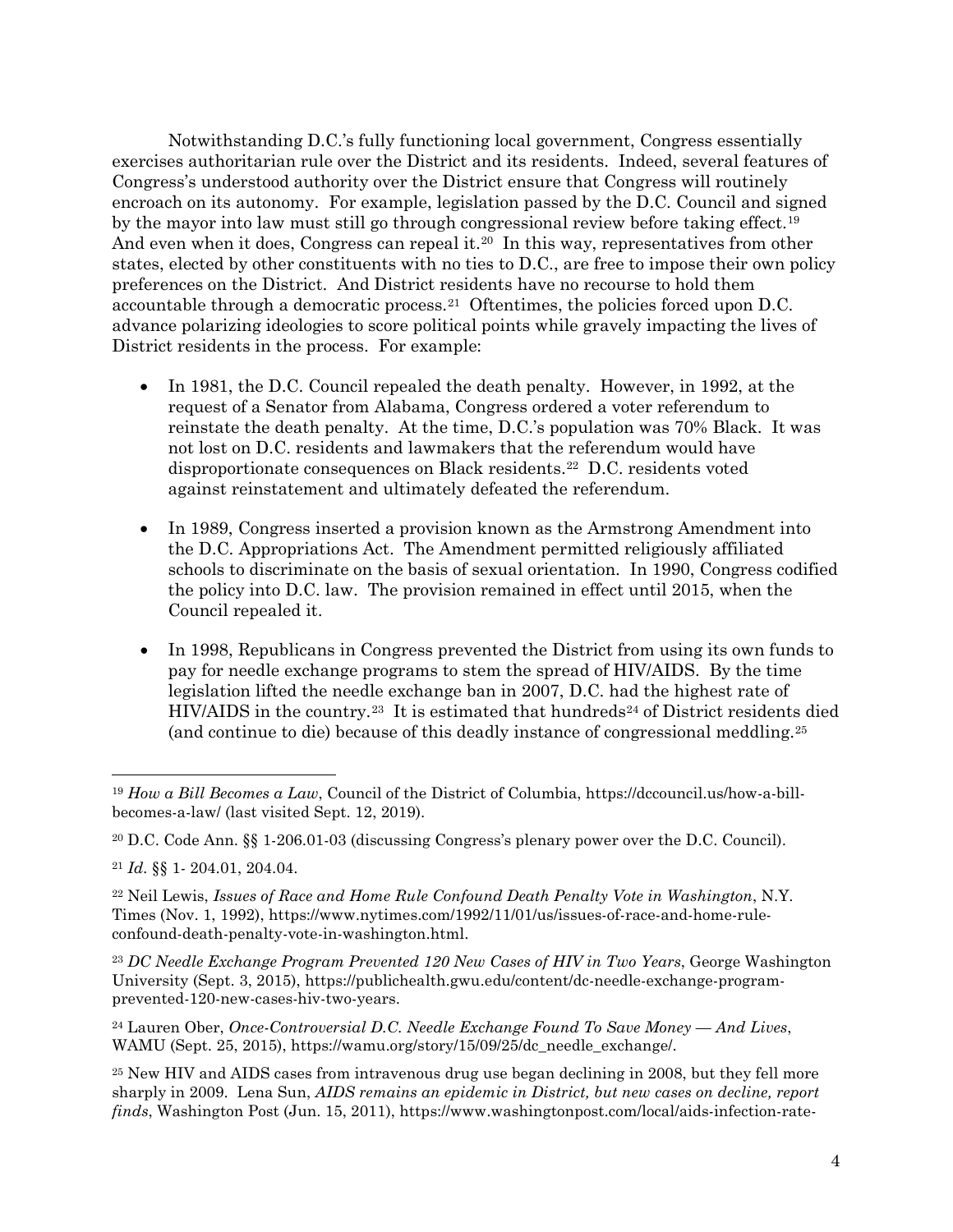Notwithstanding D.C.'s fully functioning local government, Congress essentially exercises authoritarian rule over the District and its residents. Indeed, several features of Congress's understood authority over the District ensure that Congress will routinely encroach on its autonomy. For example, legislation passed by the D.C. Council and signed by the mayor into law must still go through congressional review before taking effect.[19] And even when it does, Congress can repeal it.[20] In this way, representatives from other states, elected by other constituents with no ties to D.C., are free to impose their own policy preferences on the District. And District residents have no recourse to hold them accountable through a democratic process.[21] Oftentimes, the policies forced upon D.C. advance polarizing ideologies to score political points while gravely impacting the lives of District residents in the process. For example:

- In 1981, the D.C. Council repealed the death penalty. However, in 1992, at the request of a Senator from Alabama, Congress ordered a voter referendum to reinstate the death penalty. At the time, D.C.'s population was 70% Black. It was not lost on D.C. residents and lawmakers that the referendum would have disproportionate consequences on Black residents.[22] D.C. residents voted against reinstatement and ultimately defeated the referendum.

- In 1989, Congress inserted a provision known as the Armstrong Amendment into the D.C. Appropriations Act. The Amendment permitted religiously affiliated schools to discriminate on the basis of sexual orientation. In 1990, Congress codified the policy into D.C. law. The provision remained in effect until 2015, when the Council repealed it.

- In 1998, Republicans in Congress prevented the District from using its own funds to pay for needle exchange programs to stem the spread of HIV/AIDS. By the time legislation lifted the needle exchange ban in 2007, D.C. had the highest rate of HIV/AIDS in the country.[23] It is estimated that hundreds[24] of District residents died (and continue to die) because of this deadly instance of congressional meddling.[25]

---

[19] *How a Bill Becomes a Law*, Council of the District of Columbia, https://dccouncil.us/how-a-bill-becomes-a-law/ (last visited Sept. 12, 2019).

[20] D.C. Code Ann. §§ 1-206.01-03 (discussing Congress's plenary power over the D.C. Council).

[21] *Id.* §§ 1- 204.01, 204.04.

[22] Neil Lewis, *Issues of Race and Home Rule Confound Death Penalty Vote in Washington*, N.Y. Times (Nov. 1, 1992), https://www.nytimes.com/1992/11/01/us/issues-of-race-and-home-rule-confound-death-penalty-vote-in-washington.html.

[23] *DC Needle Exchange Program Prevented 120 New Cases of HIV in Two Years*, George Washington University (Sept. 3, 2015), https://publichealth.gwu.edu/content/dc-needle-exchange-program-prevented-120-new-cases-hiv-two-years.

[24] Lauren Ober, *Once-Controversial D.C. Needle Exchange Found To Save Money — And Lives*, WAMU (Sept. 25, 2015), https://wamu.org/story/15/09/25/dc_needle_exchange/.

[25] New HIV and AIDS cases from intravenous drug use began declining in 2008, but they fell more sharply in 2009. Lena Sun, *AIDS remains an epidemic in District, but new cases on decline, report finds*, Washington Post (Jun. 15, 2011), https://www.washingtonpost.com/local/aids-infection-rate-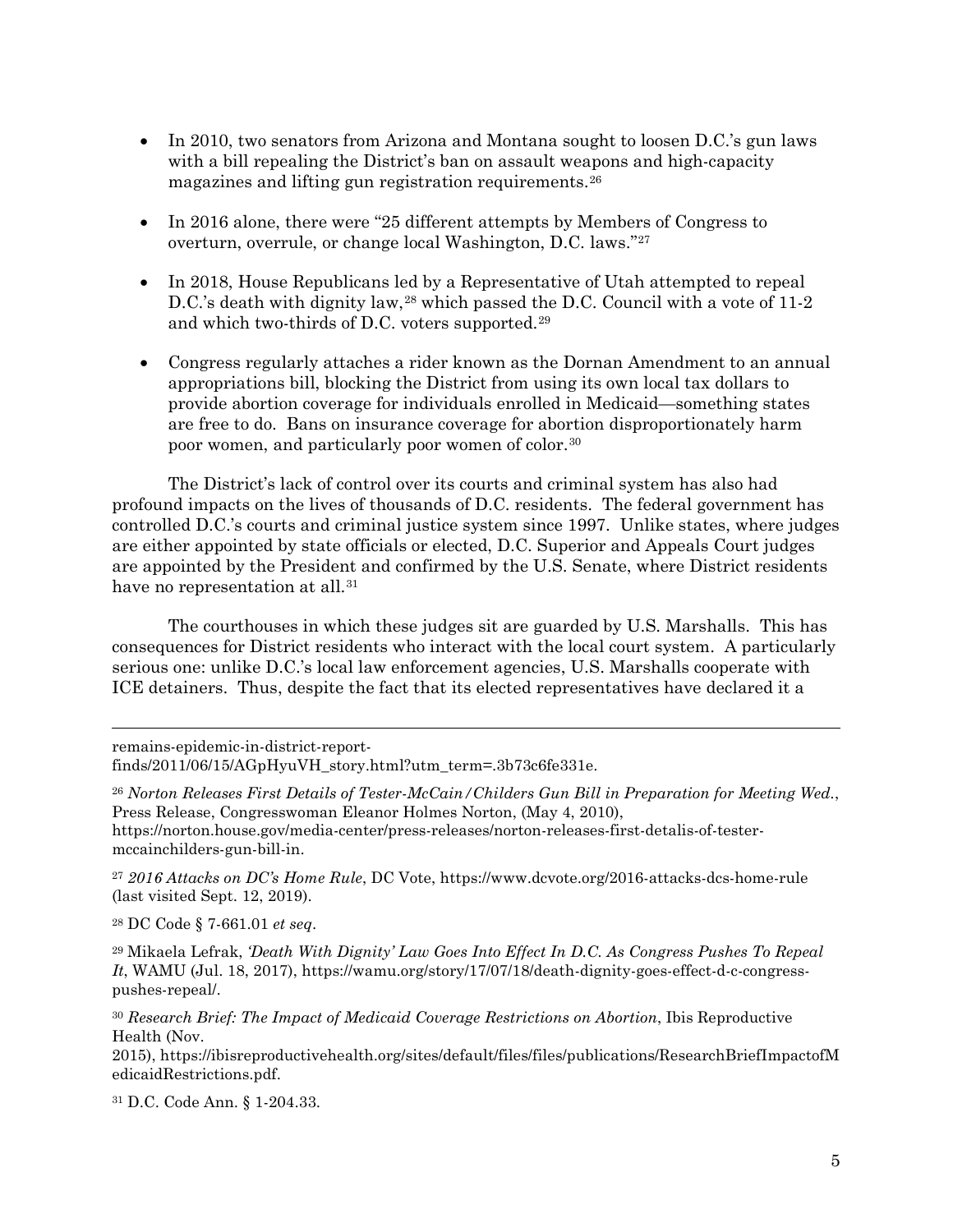- In 2010, two senators from Arizona and Montana sought to loosen D.C.'s gun laws with a bill repealing the District's ban on assault weapons and high-capacity magazines and lifting gun registration requirements.[26]

- In 2016 alone, there were "25 different attempts by Members of Congress to overturn, overrule, or change local Washington, D.C. laws."[27]

- In 2018, House Republicans led by a Representative of Utah attempted to repeal D.C.'s death with dignity law,[28] which passed the D.C. Council with a vote of 11-2 and which two-thirds of D.C. voters supported.[29]

- Congress regularly attaches a rider known as the Dornan Amendment to an annual appropriations bill, blocking the District from using its own local tax dollars to provide abortion coverage for individuals enrolled in Medicaid—something states are free to do. Bans on insurance coverage for abortion disproportionately harm poor women, and particularly poor women of color.[30]

The District's lack of control over its courts and criminal system has also had profound impacts on the lives of thousands of D.C. residents. The federal government has controlled D.C.'s courts and criminal justice system since 1997. Unlike states, where judges are either appointed by state officials or elected, D.C. Superior and Appeals Court judges are appointed by the President and confirmed by the U.S. Senate, where District residents have no representation at all.[31]

The courthouses in which these judges sit are guarded by U.S. Marshalls. This has consequences for District residents who interact with the local court system. A particularly serious one: unlike D.C.'s local law enforcement agencies, U.S. Marshalls cooperate with ICE detainers. Thus, despite the fact that its elected representatives have declared it a

---

remains-epidemic-in-district-report-finds/2011/06/15/AGpHyuVH_story.html?utm_term=.3b73c6fe331e.

[26] *Norton Releases First Details of Tester-McCain/Childers Gun Bill in Preparation for Meeting Wed.*, Press Release, Congresswoman Eleanor Holmes Norton, (May 4, 2010), https://norton.house.gov/media-center/press-releases/norton-releases-first-detalis-of-tester-mccainchilders-gun-bill-in.

[27] *2016 Attacks on DC's Home Rule*, DC Vote, https://www.dcvote.org/2016-attacks-dcs-home-rule (last visited Sept. 12, 2019).

[28] DC Code § 7-661.01 *et seq*.

[29] Mikaela Lefrak, *'Death With Dignity' Law Goes Into Effect In D.C. As Congress Pushes To Repeal It*, WAMU (Jul. 18, 2017), https://wamu.org/story/17/07/18/death-dignity-goes-effect-d-c-congress-pushes-repeal/.

[30] *Research Brief: The Impact of Medicaid Coverage Restrictions on Abortion*, Ibis Reproductive Health (Nov. 2015), https://ibisreproductivehealth.org/sites/default/files/files/publications/ResearchBriefImpactofMedicaidRestrictions.pdf.

[31] D.C. Code Ann. § 1-204.33.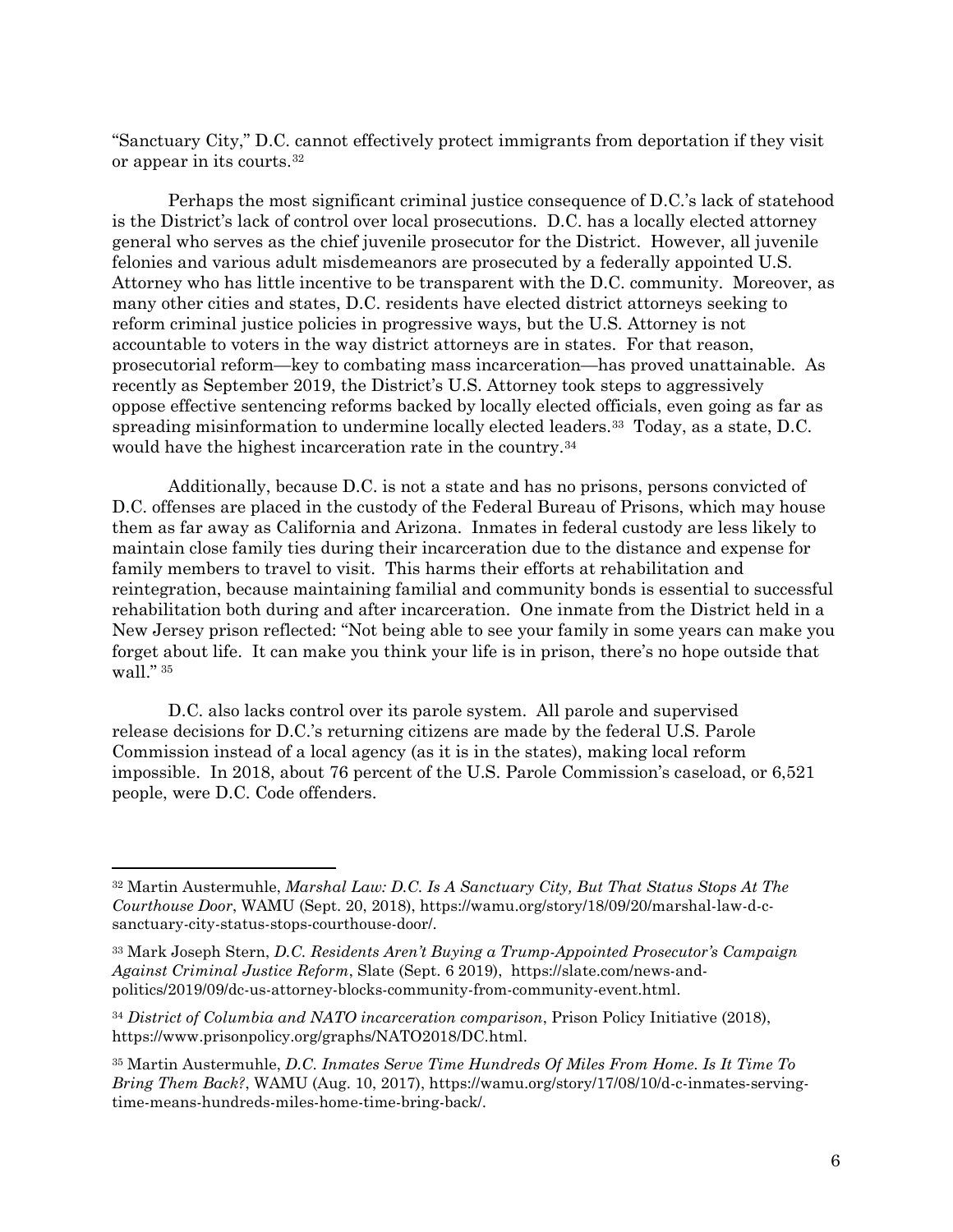"Sanctuary City," D.C. cannot effectively protect immigrants from deportation if they visit or appear in its courts.[32]

Perhaps the most significant criminal justice consequence of D.C.'s lack of statehood is the District's lack of control over local prosecutions. D.C. has a locally elected attorney general who serves as the chief juvenile prosecutor for the District. However, all juvenile felonies and various adult misdemeanors are prosecuted by a federally appointed U.S. Attorney who has little incentive to be transparent with the D.C. community. Moreover, as many other cities and states, D.C. residents have elected district attorneys seeking to reform criminal justice policies in progressive ways, but the U.S. Attorney is not accountable to voters in the way district attorneys are in states. For that reason, prosecutorial reform—key to combating mass incarceration—has proved unattainable. As recently as September 2019, the District's U.S. Attorney took steps to aggressively oppose effective sentencing reforms backed by locally elected officials, even going as far as spreading misinformation to undermine locally elected leaders.[33] Today, as a state, D.C. would have the highest incarceration rate in the country.[34]

Additionally, because D.C. is not a state and has no prisons, persons convicted of D.C. offenses are placed in the custody of the Federal Bureau of Prisons, which may house them as far away as California and Arizona. Inmates in federal custody are less likely to maintain close family ties during their incarceration due to the distance and expense for family members to travel to visit. This harms their efforts at rehabilitation and reintegration, because maintaining familial and community bonds is essential to successful rehabilitation both during and after incarceration. One inmate from the District held in a New Jersey prison reflected: "Not being able to see your family in some years can make you forget about life. It can make you think your life is in prison, there's no hope outside that wall." [35]

D.C. also lacks control over its parole system. All parole and supervised release decisions for D.C.'s returning citizens are made by the federal U.S. Parole Commission instead of a local agency (as it is in the states), making local reform impossible. In 2018, about 76 percent of the U.S. Parole Commission's caseload, or 6,521 people, were D.C. Code offenders.

---

[32] Martin Austermuhle, *Marshal Law: D.C. Is A Sanctuary City, But That Status Stops At The Courthouse Door*, WAMU (Sept. 20, 2018), https://wamu.org/story/18/09/20/marshal-law-d-c-sanctuary-city-status-stops-courthouse-door/.

[33] Mark Joseph Stern, *D.C. Residents Aren't Buying a Trump-Appointed Prosecutor's Campaign Against Criminal Justice Reform*, Slate (Sept. 6 2019), https://slate.com/news-and-politics/2019/09/dc-us-attorney-blocks-community-from-community-event.html.

[34] *District of Columbia and NATO incarceration comparison*, Prison Policy Initiative (2018), https://www.prisonpolicy.org/graphs/NATO2018/DC.html.

[35] Martin Austermuhle, *D.C. Inmates Serve Time Hundreds Of Miles From Home. Is It Time To Bring Them Back?*, WAMU (Aug. 10, 2017), https://wamu.org/story/17/08/10/d-c-inmates-serving-time-means-hundreds-miles-home-time-bring-back/.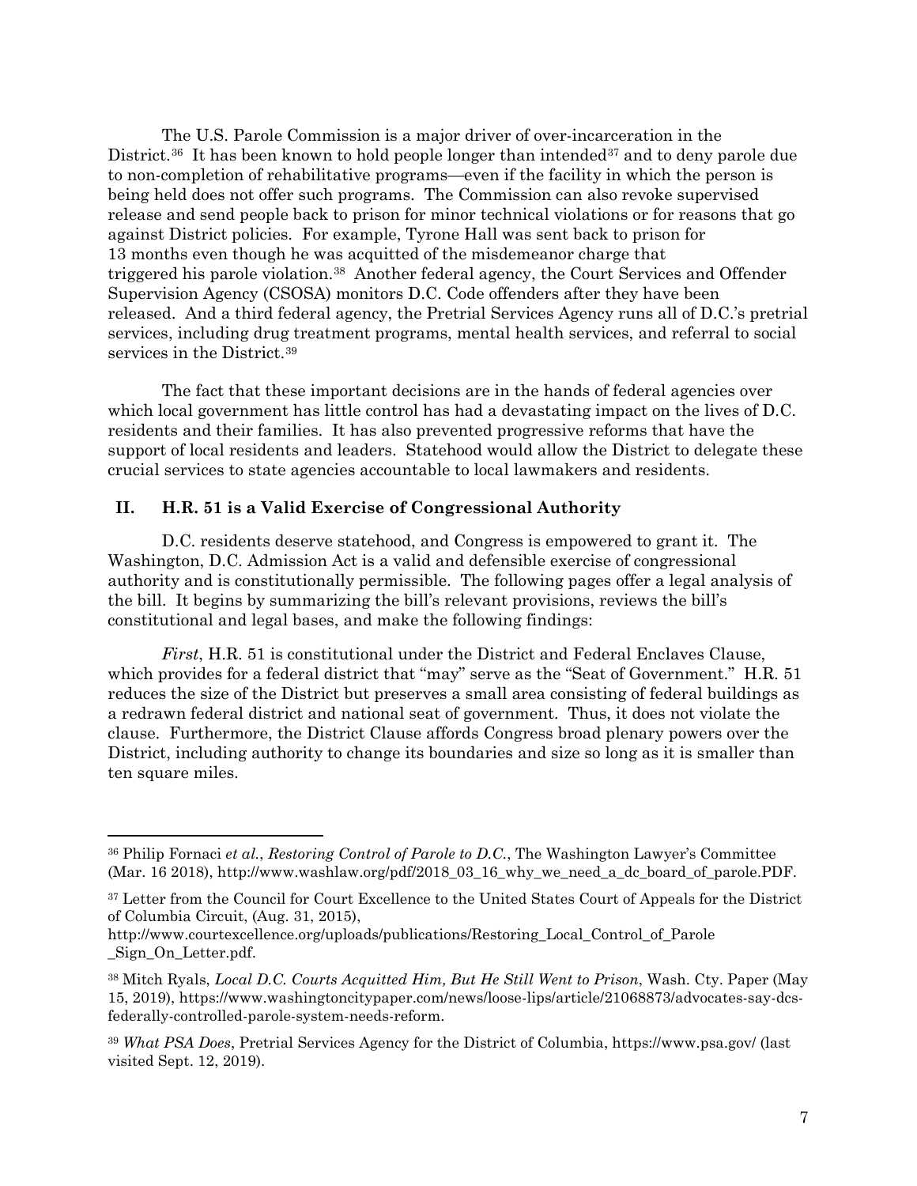The U.S. Parole Commission is a major driver of over-incarceration in the District.[36] It has been known to hold people longer than intended[37] and to deny parole due to non-completion of rehabilitative programs—even if the facility in which the person is being held does not offer such programs. The Commission can also revoke supervised release and send people back to prison for minor technical violations or for reasons that go against District policies. For example, Tyrone Hall was sent back to prison for 13 months even though he was acquitted of the misdemeanor charge that triggered his parole violation.[38] Another federal agency, the Court Services and Offender Supervision Agency (CSOSA) monitors D.C. Code offenders after they have been released. And a third federal agency, the Pretrial Services Agency runs all of D.C.'s pretrial services, including drug treatment programs, mental health services, and referral to social services in the District.[39]

The fact that these important decisions are in the hands of federal agencies over which local government has little control has had a devastating impact on the lives of D.C. residents and their families. It has also prevented progressive reforms that have the support of local residents and leaders. Statehood would allow the District to delegate these crucial services to state agencies accountable to local lawmakers and residents.

## II. H.R. 51 is a Valid Exercise of Congressional Authority

D.C. residents deserve statehood, and Congress is empowered to grant it. The Washington, D.C. Admission Act is a valid and defensible exercise of congressional authority and is constitutionally permissible. The following pages offer a legal analysis of the bill. It begins by summarizing the bill's relevant provisions, reviews the bill's constitutional and legal bases, and make the following findings:

*First*, H.R. 51 is constitutional under the District and Federal Enclaves Clause, which provides for a federal district that "may" serve as the "Seat of Government." H.R. 51 reduces the size of the District but preserves a small area consisting of federal buildings as a redrawn federal district and national seat of government. Thus, it does not violate the clause. Furthermore, the District Clause affords Congress broad plenary powers over the District, including authority to change its boundaries and size so long as it is smaller than ten square miles.

---

[36] Philip Fornaci *et al.*, *Restoring Control of Parole to D.C.*, The Washington Lawyer's Committee (Mar. 16 2018), http://www.washlaw.org/pdf/2018_03_16_why_we_need_a_dc_board_of_parole.PDF.

[37] Letter from the Council for Court Excellence to the United States Court of Appeals for the District of Columbia Circuit, (Aug. 31, 2015), http://www.courtexcellence.org/uploads/publications/Restoring_Local_Control_of_Parole_Sign_On_Letter.pdf.

[38] Mitch Ryals, *Local D.C. Courts Acquitted Him, But He Still Went to Prison*, Wash. Cty. Paper (May 15, 2019), https://www.washingtoncitypaper.com/news/loose-lips/article/21068873/advocates-say-dcs-federally-controlled-parole-system-needs-reform.

[39] *What PSA Does*, Pretrial Services Agency for the District of Columbia, https://www.psa.gov/ (last visited Sept. 12, 2019).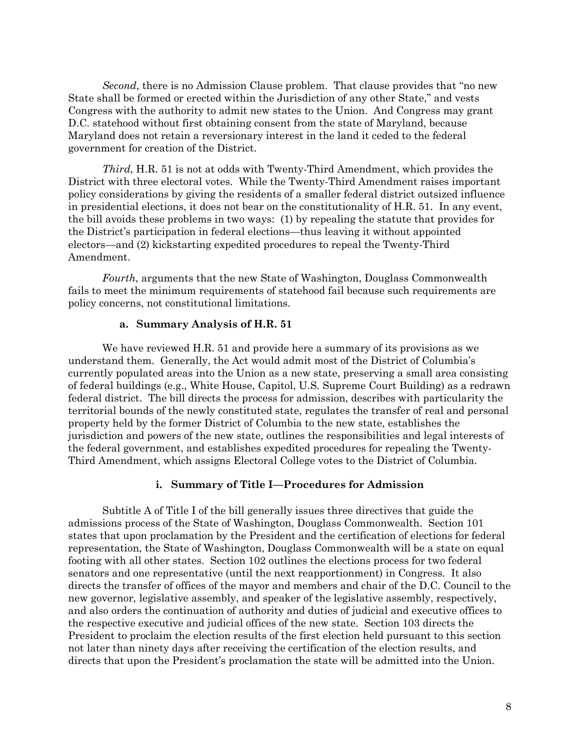*Second*, there is no Admission Clause problem. That clause provides that "no new State shall be formed or erected within the Jurisdiction of any other State," and vests Congress with the authority to admit new states to the Union. And Congress may grant D.C. statehood without first obtaining consent from the state of Maryland, because Maryland does not retain a reversionary interest in the land it ceded to the federal government for creation of the District.

*Third*, H.R. 51 is not at odds with Twenty-Third Amendment, which provides the District with three electoral votes. While the Twenty-Third Amendment raises important policy considerations by giving the residents of a smaller federal district outsized influence in presidential elections, it does not bear on the constitutionality of H.R. 51. In any event, the bill avoids these problems in two ways: (1) by repealing the statute that provides for the District's participation in federal elections—thus leaving it without appointed electors—and (2) kickstarting expedited procedures to repeal the Twenty-Third Amendment.

*Fourth*, arguments that the new State of Washington, Douglass Commonwealth fails to meet the minimum requirements of statehood fail because such requirements are policy concerns, not constitutional limitations.

### a. Summary Analysis of H.R. 51

We have reviewed H.R. 51 and provide here a summary of its provisions as we understand them. Generally, the Act would admit most of the District of Columbia's currently populated areas into the Union as a new state, preserving a small area consisting of federal buildings (e.g., White House, Capitol, U.S. Supreme Court Building) as a redrawn federal district. The bill directs the process for admission, describes with particularity the territorial bounds of the newly constituted state, regulates the transfer of real and personal property held by the former District of Columbia to the new state, establishes the jurisdiction and powers of the new state, outlines the responsibilities and legal interests of the federal government, and establishes expedited procedures for repealing the Twenty-Third Amendment, which assigns Electoral College votes to the District of Columbia.

#### i. Summary of Title I—Procedures for Admission

Subtitle A of Title I of the bill generally issues three directives that guide the admissions process of the State of Washington, Douglass Commonwealth. Section 101 states that upon proclamation by the President and the certification of elections for federal representation, the State of Washington, Douglass Commonwealth will be a state on equal footing with all other states. Section 102 outlines the elections process for two federal senators and one representative (until the next reapportionment) in Congress. It also directs the transfer of offices of the mayor and members and chair of the D.C. Council to the new governor, legislative assembly, and speaker of the legislative assembly, respectively, and also orders the continuation of authority and duties of judicial and executive offices to the respective executive and judicial offices of the new state. Section 103 directs the President to proclaim the election results of the first election held pursuant to this section not later than ninety days after receiving the certification of the election results, and directs that upon the President's proclamation the state will be admitted into the Union.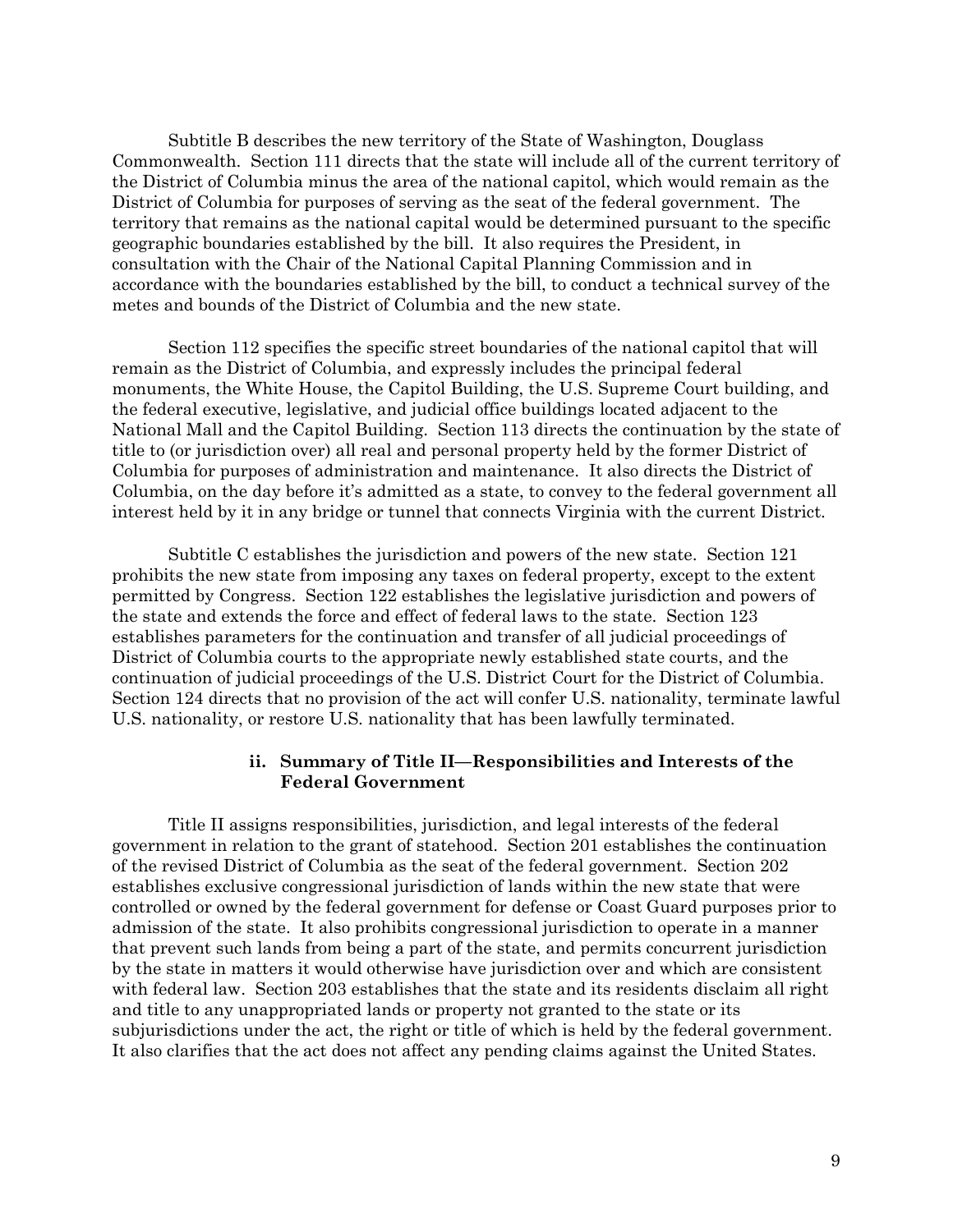Subtitle B describes the new territory of the State of Washington, Douglass Commonwealth. Section 111 directs that the state will include all of the current territory of the District of Columbia minus the area of the national capitol, which would remain as the District of Columbia for purposes of serving as the seat of the federal government. The territory that remains as the national capital would be determined pursuant to the specific geographic boundaries established by the bill. It also requires the President, in consultation with the Chair of the National Capital Planning Commission and in accordance with the boundaries established by the bill, to conduct a technical survey of the metes and bounds of the District of Columbia and the new state.

Section 112 specifies the specific street boundaries of the national capitol that will remain as the District of Columbia, and expressly includes the principal federal monuments, the White House, the Capitol Building, the U.S. Supreme Court building, and the federal executive, legislative, and judicial office buildings located adjacent to the National Mall and the Capitol Building. Section 113 directs the continuation by the state of title to (or jurisdiction over) all real and personal property held by the former District of Columbia for purposes of administration and maintenance. It also directs the District of Columbia, on the day before it's admitted as a state, to convey to the federal government all interest held by it in any bridge or tunnel that connects Virginia with the current District.

Subtitle C establishes the jurisdiction and powers of the new state. Section 121 prohibits the new state from imposing any taxes on federal property, except to the extent permitted by Congress. Section 122 establishes the legislative jurisdiction and powers of the state and extends the force and effect of federal laws to the state. Section 123 establishes parameters for the continuation and transfer of all judicial proceedings of District of Columbia courts to the appropriate newly established state courts, and the continuation of judicial proceedings of the U.S. District Court for the District of Columbia. Section 124 directs that no provision of the act will confer U.S. nationality, terminate lawful U.S. nationality, or restore U.S. nationality that has been lawfully terminated.

### ii. Summary of Title II—Responsibilities and Interests of the Federal Government

Title II assigns responsibilities, jurisdiction, and legal interests of the federal government in relation to the grant of statehood. Section 201 establishes the continuation of the revised District of Columbia as the seat of the federal government. Section 202 establishes exclusive congressional jurisdiction of lands within the new state that were controlled or owned by the federal government for defense or Coast Guard purposes prior to admission of the state. It also prohibits congressional jurisdiction to operate in a manner that prevent such lands from being a part of the state, and permits concurrent jurisdiction by the state in matters it would otherwise have jurisdiction over and which are consistent with federal law. Section 203 establishes that the state and its residents disclaim all right and title to any unappropriated lands or property not granted to the state or its subjurisdictions under the act, the right or title of which is held by the federal government. It also clarifies that the act does not affect any pending claims against the United States.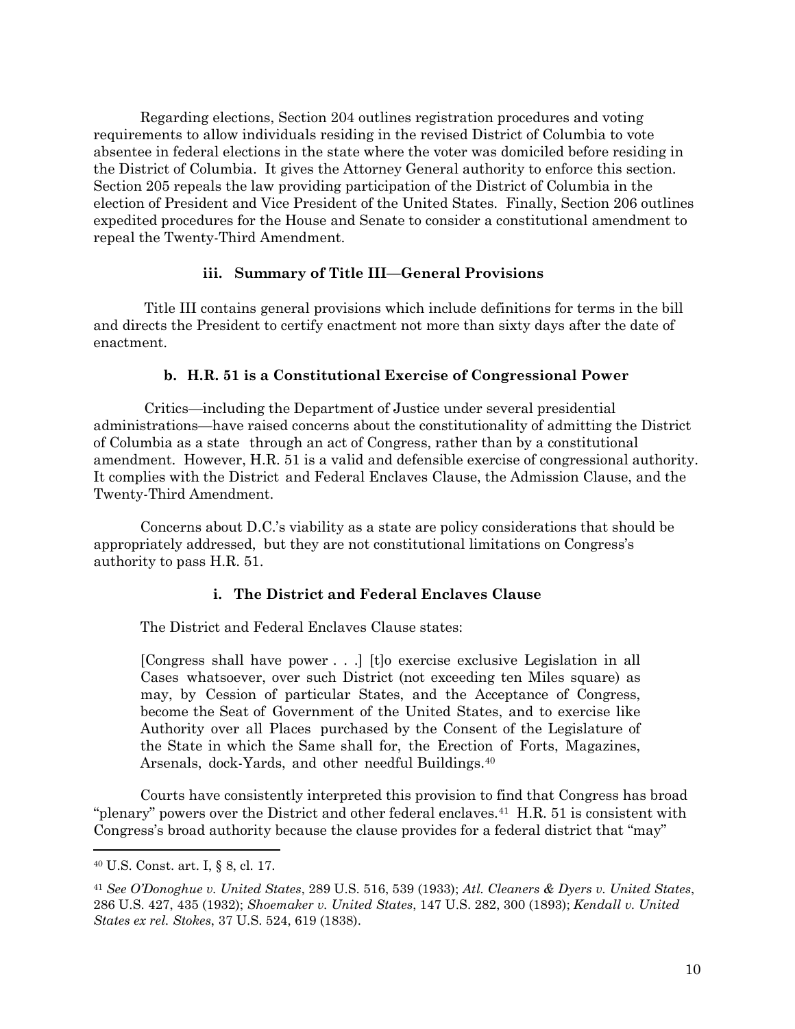Regarding elections, Section 204 outlines registration procedures and voting requirements to allow individuals residing in the revised District of Columbia to vote absentee in federal elections in the state where the voter was domiciled before residing in the District of Columbia. It gives the Attorney General authority to enforce this section. Section 205 repeals the law providing participation of the District of Columbia in the election of President and Vice President of the United States. Finally, Section 206 outlines expedited procedures for the House and Senate to consider a constitutional amendment to repeal the Twenty-Third Amendment.

#### iii. Summary of Title III—General Provisions

Title III contains general provisions which include definitions for terms in the bill and directs the President to certify enactment not more than sixty days after the date of enactment.

### b. H.R. 51 is a Constitutional Exercise of Congressional Power

Critics—including the Department of Justice under several presidential administrations—have raised concerns about the constitutionality of admitting the District of Columbia as a state through an act of Congress, rather than by a constitutional amendment. However, H.R. 51 is a valid and defensible exercise of congressional authority. It complies with the District and Federal Enclaves Clause, the Admission Clause, and the Twenty-Third Amendment.

Concerns about D.C.'s viability as a state are policy considerations that should be appropriately addressed, but they are not constitutional limitations on Congress's authority to pass H.R. 51.

#### i. The District and Federal Enclaves Clause

The District and Federal Enclaves Clause states:

> [Congress shall have power . . .] [t]o exercise exclusive Legislation in all Cases whatsoever, over such District (not exceeding ten Miles square) as may, by Cession of particular States, and the Acceptance of Congress, become the Seat of Government of the United States, and to exercise like Authority over all Places purchased by the Consent of the Legislature of the State in which the Same shall for, the Erection of Forts, Magazines, Arsenals, dock-Yards, and other needful Buildings.[40]

Courts have consistently interpreted this provision to find that Congress has broad "plenary" powers over the District and other federal enclaves.[41] H.R. 51 is consistent with Congress's broad authority because the clause provides for a federal district that "may"

---

[40] U.S. Const. art. I, § 8, cl. 17.

[41] *See O'Donoghue v. United States*, 289 U.S. 516, 539 (1933); *Atl. Cleaners & Dyers v. United States*, 286 U.S. 427, 435 (1932); *Shoemaker v. United States*, 147 U.S. 282, 300 (1893); *Kendall v. United States ex rel. Stokes*, 37 U.S. 524, 619 (1838).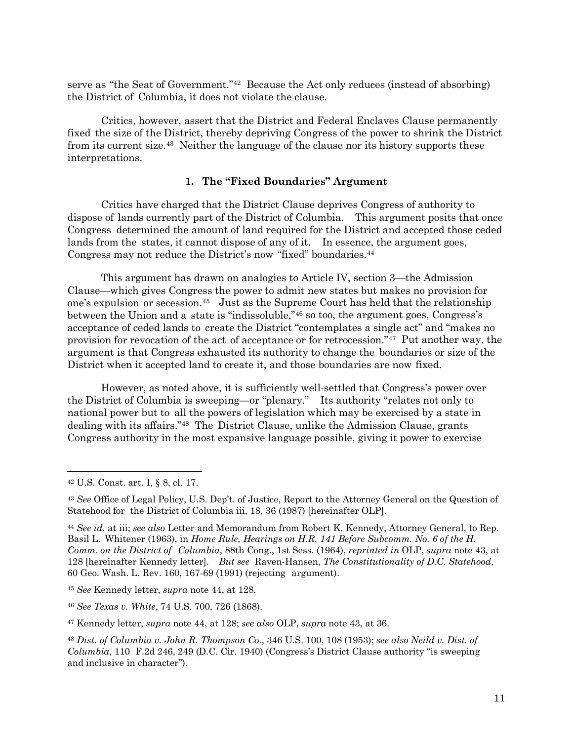serve as "the Seat of Government."[42] Because the Act only reduces (instead of absorbing) the District of Columbia, it does not violate the clause.

Critics, however, assert that the District and Federal Enclaves Clause permanently fixed the size of the District, thereby depriving Congress of the power to shrink the District from its current size.[43] Neither the language of the clause nor its history supports these interpretations.

### 1. The "Fixed Boundaries" Argument

Critics have charged that the District Clause deprives Congress of authority to dispose of lands currently part of the District of Columbia. This argument posits that once Congress determined the amount of land required for the District and accepted those ceded lands from the states, it cannot dispose of any of it. In essence, the argument goes, Congress may not reduce the District's now "fixed" boundaries.[44]

This argument has drawn on analogies to Article IV, section 3—the Admission Clause—which gives Congress the power to admit new states but makes no provision for one's expulsion or secession.[45] Just as the Supreme Court has held that the relationship between the Union and a state is "indissoluble,"[46] so too, the argument goes, Congress's acceptance of ceded lands to create the District "contemplates a single act" and "makes no provision for revocation of the act of acceptance or for retrocession."[47] Put another way, the argument is that Congress exhausted its authority to change the boundaries or size of the District when it accepted land to create it, and those boundaries are now fixed.

However, as noted above, it is sufficiently well-settled that Congress's power over the District of Columbia is sweeping—or "plenary." Its authority "relates not only to national power but to all the powers of legislation which may be exercised by a state in dealing with its affairs."[48] The District Clause, unlike the Admission Clause, grants Congress authority in the most expansive language possible, giving it power to exercise

---

[42] U.S. Const. art. I, § 8, cl. 17.

[43] *See* Office of Legal Policy, U.S. Dep't. of Justice, Report to the Attorney General on the Question of Statehood for the District of Columbia iii, 18, 36 (1987) [hereinafter OLP].

[44] *See id.* at iii; *see also* Letter and Memorandum from Robert K. Kennedy, Attorney General, to Rep. Basil L. Whitener (1963), in *Home Rule, Hearings on H.R. 141 Before Subcomm. No. 6 of the H. Comm. on the District of Columbia*, 88th Cong., 1st Sess. (1964), *reprinted in* OLP, *supra* note 43, at 128 [hereinafter Kennedy letter]. *But see* Raven-Hansen, *The Constitutionality of D.C. Statehood*, 60 Geo. Wash. L. Rev. 160, 167-69 (1991) (rejecting argument).

[45] *See* Kennedy letter, *supra* note 44, at 128.

[46] *See Texas v. White*, 74 U.S. 700, 726 (1868).

[47] Kennedy letter, *supra* note 44, at 128; *see also* OLP, *supra* note 43, at 36.

[48] *Dist. of Columbia v. John R. Thompson Co.*, 346 U.S. 100, 108 (1953); *see also Neild v. Dist. of Columbia*, 110 F.2d 246, 249 (D.C. Cir. 1940) (Congress's District Clause authority "is sweeping and inclusive in character").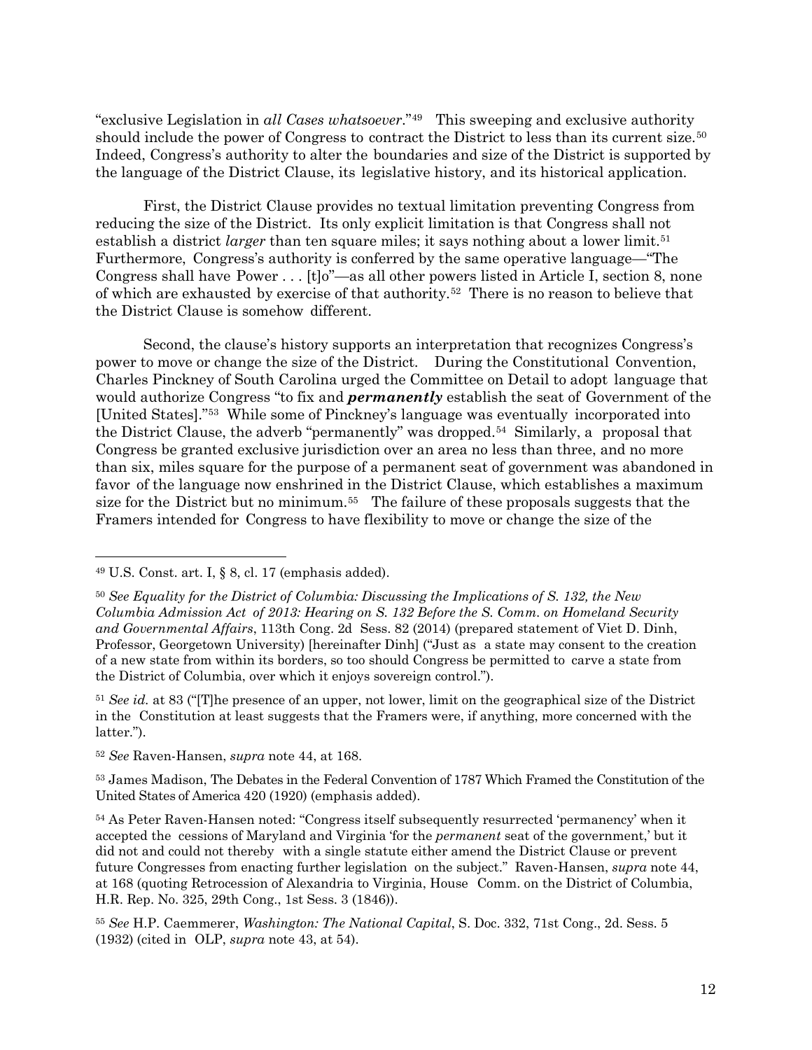"exclusive Legislation in *all Cases whatsoever*."[49] This sweeping and exclusive authority should include the power of Congress to contract the District to less than its current size.[50] Indeed, Congress's authority to alter the boundaries and size of the District is supported by the language of the District Clause, its legislative history, and its historical application.

First, the District Clause provides no textual limitation preventing Congress from reducing the size of the District. Its only explicit limitation is that Congress shall not establish a district *larger* than ten square miles; it says nothing about a lower limit.[51] Furthermore, Congress's authority is conferred by the same operative language—"The Congress shall have Power . . . [t]o"—as all other powers listed in Article I, section 8, none of which are exhausted by exercise of that authority.[52] There is no reason to believe that the District Clause is somehow different.

Second, the clause's history supports an interpretation that recognizes Congress's power to move or change the size of the District. During the Constitutional Convention, Charles Pinckney of South Carolina urged the Committee on Detail to adopt language that would authorize Congress "to fix and ***permanently*** establish the seat of Government of the [United States]."[53] While some of Pinckney's language was eventually incorporated into the District Clause, the adverb "permanently" was dropped.[54] Similarly, a proposal that Congress be granted exclusive jurisdiction over an area no less than three, and no more than six, miles square for the purpose of a permanent seat of government was abandoned in favor of the language now enshrined in the District Clause, which establishes a maximum size for the District but no minimum.[55] The failure of these proposals suggests that the Framers intended for Congress to have flexibility to move or change the size of the

---

[49] U.S. Const. art. I, § 8, cl. 17 (emphasis added).

[50] *See Equality for the District of Columbia: Discussing the Implications of S. 132, the New Columbia Admission Act of 2013: Hearing on S. 132 Before the S. Comm. on Homeland Security and Governmental Affairs*, 113th Cong. 2d Sess. 82 (2014) (prepared statement of Viet D. Dinh, Professor, Georgetown University) [hereinafter Dinh] ("Just as a state may consent to the creation of a new state from within its borders, so too should Congress be permitted to carve a state from the District of Columbia, over which it enjoys sovereign control.").

[51] *See id.* at 83 ("[T]he presence of an upper, not lower, limit on the geographical size of the District in the Constitution at least suggests that the Framers were, if anything, more concerned with the latter.").

[52] *See* Raven-Hansen, *supra* note 44, at 168.

[53] James Madison, The Debates in the Federal Convention of 1787 Which Framed the Constitution of the United States of America 420 (1920) (emphasis added).

[54] As Peter Raven-Hansen noted: "Congress itself subsequently resurrected 'permanency' when it accepted the cessions of Maryland and Virginia 'for the *permanent* seat of the government,' but it did not and could not thereby with a single statute either amend the District Clause or prevent future Congresses from enacting further legislation on the subject." Raven-Hansen, *supra* note 44, at 168 (quoting Retrocession of Alexandria to Virginia, House Comm. on the District of Columbia, H.R. Rep. No. 325, 29th Cong., 1st Sess. 3 (1846)).

[55] *See* H.P. Caemmerer, *Washington: The National Capital*, S. Doc. 332, 71st Cong., 2d. Sess. 5 (1932) (cited in OLP, *supra* note 43, at 54).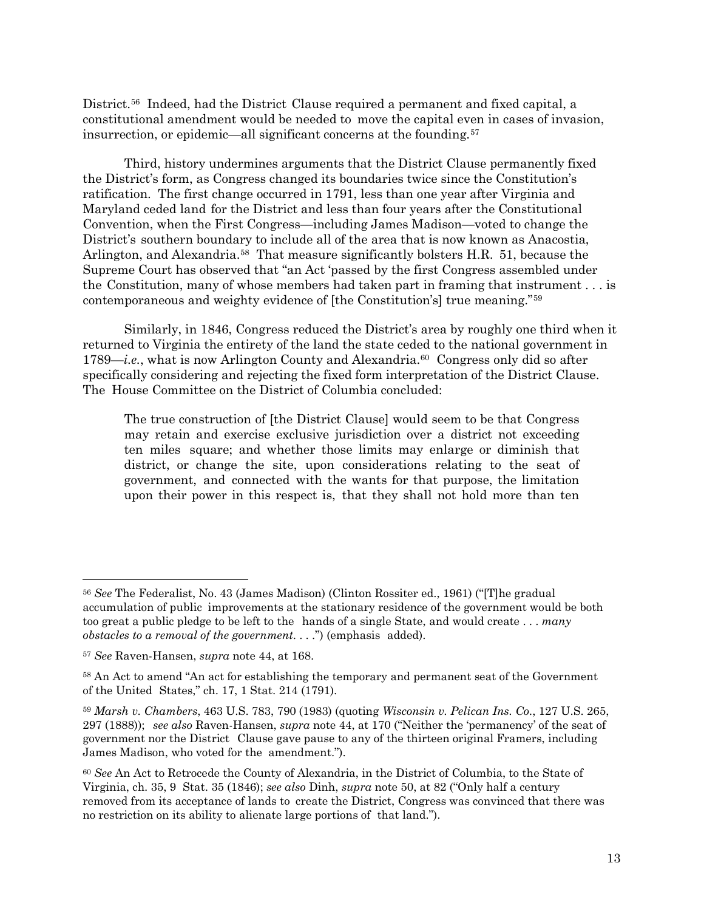District.[56] Indeed, had the District Clause required a permanent and fixed capital, a constitutional amendment would be needed to move the capital even in cases of invasion, insurrection, or epidemic—all significant concerns at the founding.[57]

Third, history undermines arguments that the District Clause permanently fixed the District's form, as Congress changed its boundaries twice since the Constitution's ratification. The first change occurred in 1791, less than one year after Virginia and Maryland ceded land for the District and less than four years after the Constitutional Convention, when the First Congress—including James Madison—voted to change the District's southern boundary to include all of the area that is now known as Anacostia, Arlington, and Alexandria.[58] That measure significantly bolsters H.R. 51, because the Supreme Court has observed that "an Act 'passed by the first Congress assembled under the Constitution, many of whose members had taken part in framing that instrument . . . is contemporaneous and weighty evidence of [the Constitution's] true meaning."[59]

Similarly, in 1846, Congress reduced the District's area by roughly one third when it returned to Virginia the entirety of the land the state ceded to the national government in 1789—*i.e.*, what is now Arlington County and Alexandria.[60] Congress only did so after specifically considering and rejecting the fixed form interpretation of the District Clause. The House Committee on the District of Columbia concluded:

> The true construction of [the District Clause] would seem to be that Congress may retain and exercise exclusive jurisdiction over a district not exceeding ten miles square; and whether those limits may enlarge or diminish that district, or change the site, upon considerations relating to the seat of government, and connected with the wants for that purpose, the limitation upon their power in this respect is, that they shall not hold more than ten

---

[56] *See* The Federalist, No. 43 (James Madison) (Clinton Rossiter ed., 1961) ("[T]he gradual accumulation of public improvements at the stationary residence of the government would be both too great a public pledge to be left to the hands of a single State, and would create . . . *many obstacles to a removal of the government*. . . .") (emphasis added).

[57] *See* Raven-Hansen, *supra* note 44, at 168.

[58] An Act to amend "An act for establishing the temporary and permanent seat of the Government of the United States," ch. 17, 1 Stat. 214 (1791).

[59] *Marsh v. Chambers*, 463 U.S. 783, 790 (1983) (quoting *Wisconsin v. Pelican Ins. Co*., 127 U.S. 265, 297 (1888)); *see also* Raven-Hansen, *supra* note 44, at 170 ("Neither the 'permanency' of the seat of government nor the District Clause gave pause to any of the thirteen original Framers, including James Madison, who voted for the amendment.").

[60] *See* An Act to Retrocede the County of Alexandria, in the District of Columbia, to the State of Virginia, ch. 35, 9 Stat. 35 (1846); *see also* Dinh, *supra* note 50, at 82 ("Only half a century removed from its acceptance of lands to create the District, Congress was convinced that there was no restriction on its ability to alienate large portions of that land.").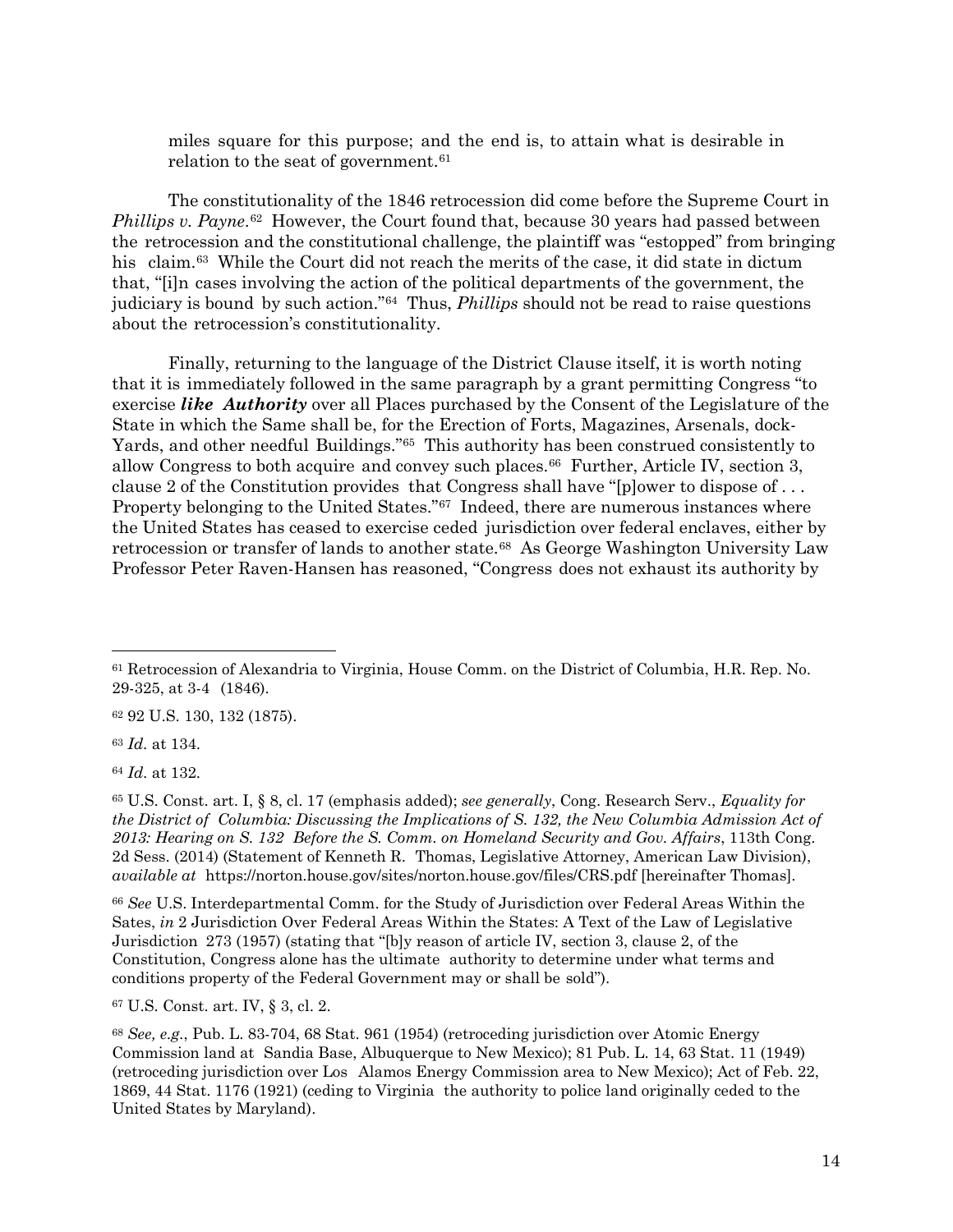miles square for this purpose; and the end is, to attain what is desirable in relation to the seat of government.[61]

The constitutionality of the 1846 retrocession did come before the Supreme Court in *Phillips v. Payne*.[62] However, the Court found that, because 30 years had passed between the retrocession and the constitutional challenge, the plaintiff was "estopped" from bringing his claim.[63] While the Court did not reach the merits of the case, it did state in dictum that, "[i]n cases involving the action of the political departments of the government, the judiciary is bound by such action."[64] Thus, *Phillips* should not be read to raise questions about the retrocession's constitutionality.

Finally, returning to the language of the District Clause itself, it is worth noting that it is immediately followed in the same paragraph by a grant permitting Congress "to exercise ***like Authority*** over all Places purchased by the Consent of the Legislature of the State in which the Same shall be, for the Erection of Forts, Magazines, Arsenals, dock-Yards, and other needful Buildings."[65] This authority has been construed consistently to allow Congress to both acquire and convey such places.[66] Further, Article IV, section 3, clause 2 of the Constitution provides that Congress shall have "[p]ower to dispose of . . . Property belonging to the United States."[67] Indeed, there are numerous instances where the United States has ceased to exercise ceded jurisdiction over federal enclaves, either by retrocession or transfer of lands to another state.[68] As George Washington University Law Professor Peter Raven-Hansen has reasoned, "Congress does not exhaust its authority by

---

[61] Retrocession of Alexandria to Virginia, House Comm. on the District of Columbia, H.R. Rep. No. 29-325, at 3-4 (1846).

[62] 92 U.S. 130, 132 (1875).

[63] *Id.* at 134.

[64] *Id.* at 132.

[65] U.S. Const. art. I, § 8, cl. 17 (emphasis added); *see generally*, Cong. Research Serv., *Equality for the District of Columbia: Discussing the Implications of S. 132, the New Columbia Admission Act of 2013: Hearing on S. 132 Before the S. Comm. on Homeland Security and Gov. Affairs*, 113th Cong. 2d Sess. (2014) (Statement of Kenneth R. Thomas, Legislative Attorney, American Law Division), *available at* https://norton.house.gov/sites/norton.house.gov/files/CRS.pdf [hereinafter Thomas].

[66] *See* U.S. Interdepartmental Comm. for the Study of Jurisdiction over Federal Areas Within the Sates, *in* 2 Jurisdiction Over Federal Areas Within the States: A Text of the Law of Legislative Jurisdiction 273 (1957) (stating that "[b]y reason of article IV, section 3, clause 2, of the Constitution, Congress alone has the ultimate authority to determine under what terms and conditions property of the Federal Government may or shall be sold").

[67] U.S. Const. art. IV, § 3, cl. 2.

[68] *See, e.g.*, Pub. L. 83-704, 68 Stat. 961 (1954) (retroceding jurisdiction over Atomic Energy Commission land at Sandia Base, Albuquerque to New Mexico); 81 Pub. L. 14, 63 Stat. 11 (1949) (retroceding jurisdiction over Los Alamos Energy Commission area to New Mexico); Act of Feb. 22, 1869, 44 Stat. 1176 (1921) (ceding to Virginia the authority to police land originally ceded to the United States by Maryland).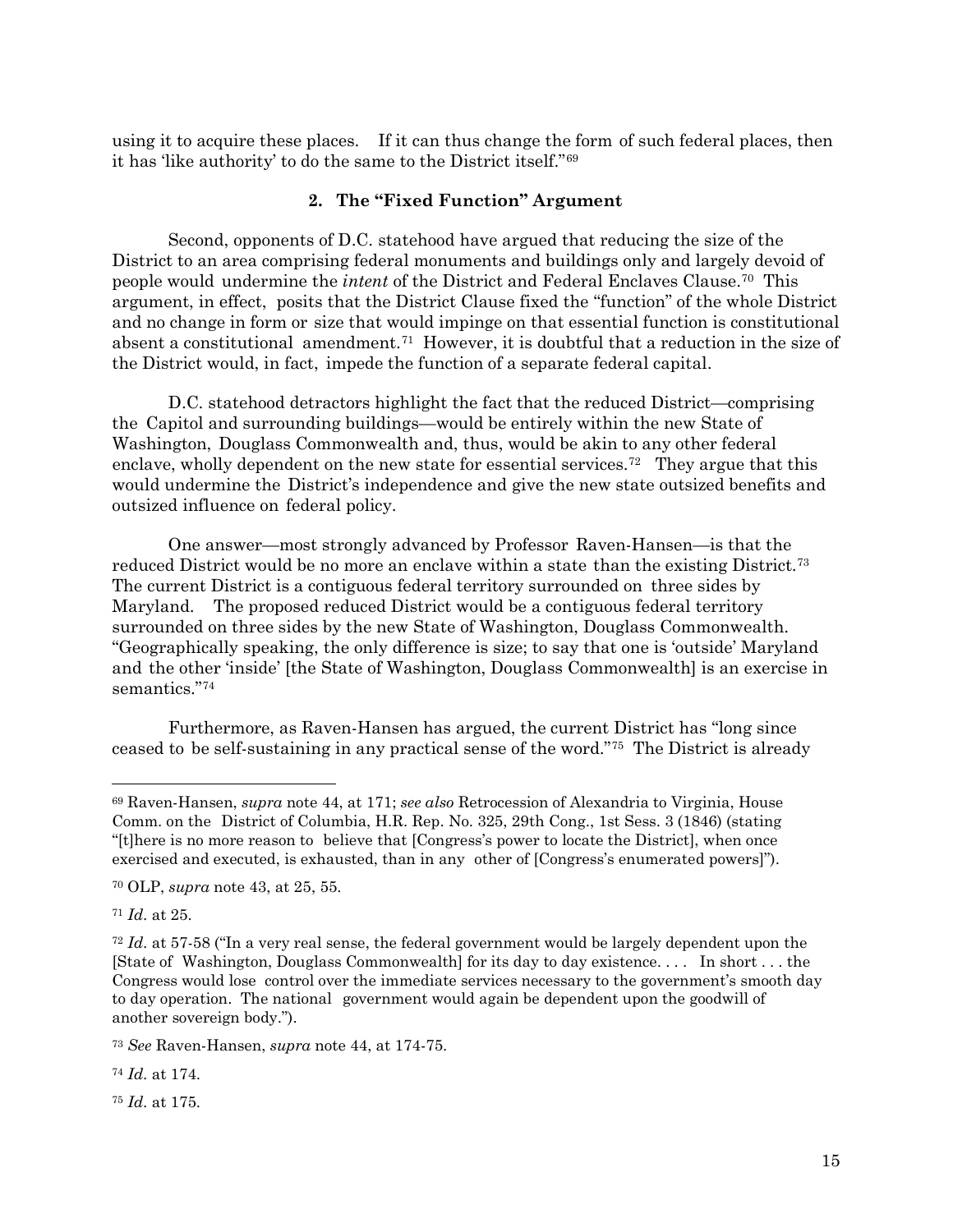using it to acquire these places. If it can thus change the form of such federal places, then it has 'like authority' to do the same to the District itself."[69]

### 2. The "Fixed Function" Argument

Second, opponents of D.C. statehood have argued that reducing the size of the District to an area comprising federal monuments and buildings only and largely devoid of people would undermine the *intent* of the District and Federal Enclaves Clause.[70] This argument, in effect, posits that the District Clause fixed the "function" of the whole District and no change in form or size that would impinge on that essential function is constitutional absent a constitutional amendment.[71] However, it is doubtful that a reduction in the size of the District would, in fact, impede the function of a separate federal capital.

D.C. statehood detractors highlight the fact that the reduced District—comprising the Capitol and surrounding buildings—would be entirely within the new State of Washington, Douglass Commonwealth and, thus, would be akin to any other federal enclave, wholly dependent on the new state for essential services.[72] They argue that this would undermine the District's independence and give the new state outsized benefits and outsized influence on federal policy.

One answer—most strongly advanced by Professor Raven-Hansen—is that the reduced District would be no more an enclave within a state than the existing District.[73] The current District is a contiguous federal territory surrounded on three sides by Maryland. The proposed reduced District would be a contiguous federal territory surrounded on three sides by the new State of Washington, Douglass Commonwealth. "Geographically speaking, the only difference is size; to say that one is 'outside' Maryland and the other 'inside' [the State of Washington, Douglass Commonwealth] is an exercise in semantics."[74]

Furthermore, as Raven-Hansen has argued, the current District has "long since ceased to be self-sustaining in any practical sense of the word."[75] The District is already

---

[69] Raven-Hansen, *supra* note 44, at 171; *see also* Retrocession of Alexandria to Virginia, House Comm. on the District of Columbia, H.R. Rep. No. 325, 29th Cong., 1st Sess. 3 (1846) (stating "[t]here is no more reason to believe that [Congress's power to locate the District], when once exercised and executed, is exhausted, than in any other of [Congress's enumerated powers]").

[70] OLP, *supra* note 43, at 25, 55.

[71] *Id.* at 25.

[72] *Id.* at 57-58 ("In a very real sense, the federal government would be largely dependent upon the [State of Washington, Douglass Commonwealth] for its day to day existence. . . . In short . . . the Congress would lose control over the immediate services necessary to the government's smooth day to day operation. The national government would again be dependent upon the goodwill of another sovereign body.").

[73] *See* Raven-Hansen, *supra* note 44, at 174-75.

[74] *Id.* at 174.

[75] *Id.* at 175.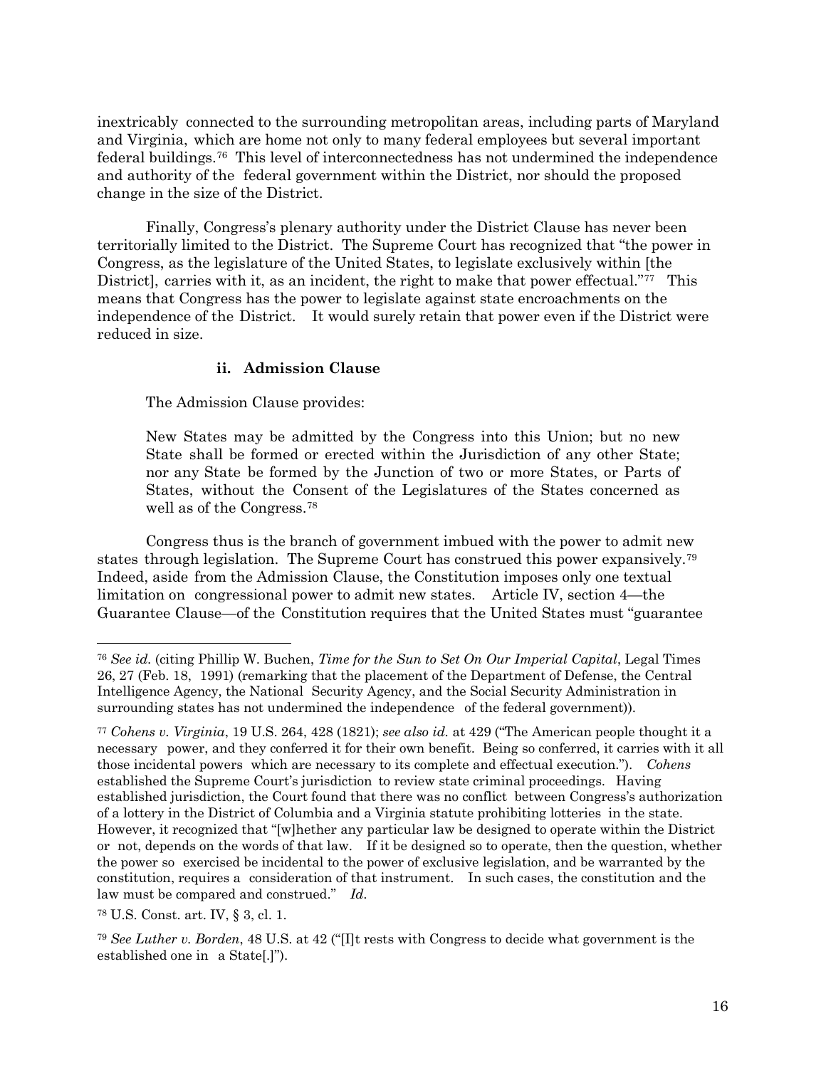inextricably connected to the surrounding metropolitan areas, including parts of Maryland and Virginia, which are home not only to many federal employees but several important federal buildings.[76] This level of interconnectedness has not undermined the independence and authority of the federal government within the District, nor should the proposed change in the size of the District.

Finally, Congress's plenary authority under the District Clause has never been territorially limited to the District. The Supreme Court has recognized that "the power in Congress, as the legislature of the United States, to legislate exclusively within [the District], carries with it, as an incident, the right to make that power effectual."[77] This means that Congress has the power to legislate against state encroachments on the independence of the District. It would surely retain that power even if the District were reduced in size.

#### ii. Admission Clause

The Admission Clause provides:

> New States may be admitted by the Congress into this Union; but no new State shall be formed or erected within the Jurisdiction of any other State; nor any State be formed by the Junction of two or more States, or Parts of States, without the Consent of the Legislatures of the States concerned as well as of the Congress.[78]

Congress thus is the branch of government imbued with the power to admit new states through legislation. The Supreme Court has construed this power expansively.[79] Indeed, aside from the Admission Clause, the Constitution imposes only one textual limitation on congressional power to admit new states. Article IV, section 4—the Guarantee Clause—of the Constitution requires that the United States must "guarantee

---

[76] *See id.* (citing Phillip W. Buchen, *Time for the Sun to Set On Our Imperial Capital*, Legal Times 26, 27 (Feb. 18, 1991) (remarking that the placement of the Department of Defense, the Central Intelligence Agency, the National Security Agency, and the Social Security Administration in surrounding states has not undermined the independence of the federal government)).

[77] *Cohens v. Virginia*, 19 U.S. 264, 428 (1821); *see also id.* at 429 ("The American people thought it a necessary power, and they conferred it for their own benefit. Being so conferred, it carries with it all those incidental powers which are necessary to its complete and effectual execution."). *Cohens* established the Supreme Court's jurisdiction to review state criminal proceedings. Having established jurisdiction, the Court found that there was no conflict between Congress's authorization of a lottery in the District of Columbia and a Virginia statute prohibiting lotteries in the state. However, it recognized that "[w]hether any particular law be designed to operate within the District or not, depends on the words of that law. If it be designed so to operate, then the question, whether the power so exercised be incidental to the power of exclusive legislation, and be warranted by the constitution, requires a consideration of that instrument. In such cases, the constitution and the law must be compared and construed." *Id.*

[78] U.S. Const. art. IV, § 3, cl. 1.

[79] *See Luther v. Borden*, 48 U.S. at 42 ("[I]t rests with Congress to decide what government is the established one in a State[.]").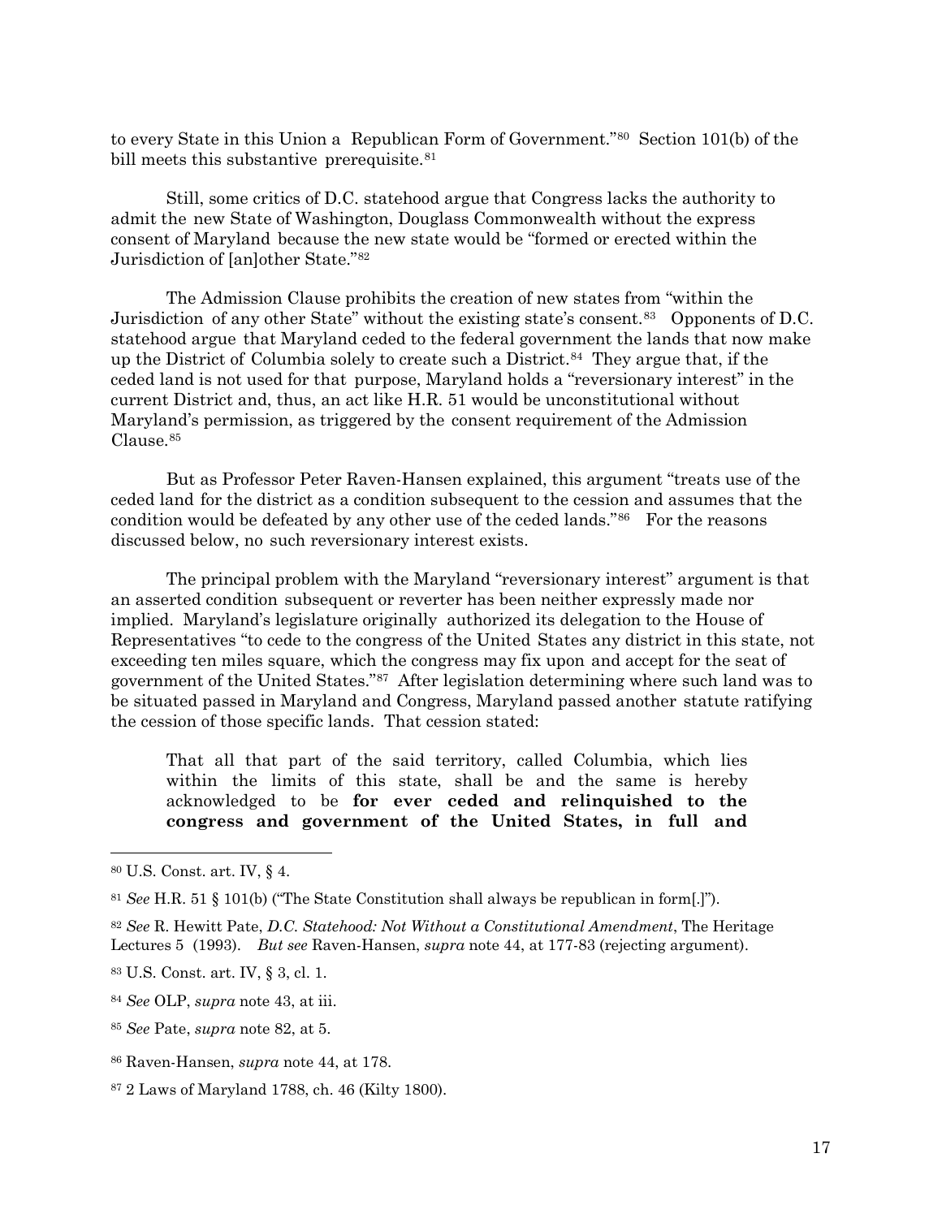to every State in this Union a Republican Form of Government."[80] Section 101(b) of the bill meets this substantive prerequisite.[81]

Still, some critics of D.C. statehood argue that Congress lacks the authority to admit the new State of Washington, Douglass Commonwealth without the express consent of Maryland because the new state would be "formed or erected within the Jurisdiction of [an]other State."[82]

The Admission Clause prohibits the creation of new states from "within the Jurisdiction of any other State" without the existing state's consent.[83] Opponents of D.C. statehood argue that Maryland ceded to the federal government the lands that now make up the District of Columbia solely to create such a District.[84] They argue that, if the ceded land is not used for that purpose, Maryland holds a "reversionary interest" in the current District and, thus, an act like H.R. 51 would be unconstitutional without Maryland's permission, as triggered by the consent requirement of the Admission Clause.[85]

But as Professor Peter Raven-Hansen explained, this argument "treats use of the ceded land for the district as a condition subsequent to the cession and assumes that the condition would be defeated by any other use of the ceded lands."[86] For the reasons discussed below, no such reversionary interest exists.

The principal problem with the Maryland "reversionary interest" argument is that an asserted condition subsequent or reverter has been neither expressly made nor implied. Maryland's legislature originally authorized its delegation to the House of Representatives "to cede to the congress of the United States any district in this state, not exceeding ten miles square, which the congress may fix upon and accept for the seat of government of the United States."[87] After legislation determining where such land was to be situated passed in Maryland and Congress, Maryland passed another statute ratifying the cession of those specific lands. That cession stated:

> That all that part of the said territory, called Columbia, which lies within the limits of this state, shall be and the same is hereby acknowledged to be **for ever ceded and relinquished to the congress and government of the United States, in full and**

---

[80] U.S. Const. art. IV, § 4.

[81] *See* H.R. 51 § 101(b) ("The State Constitution shall always be republican in form[.]").

[82] *See* R. Hewitt Pate, *D.C. Statehood: Not Without a Constitutional Amendment*, The Heritage Lectures 5 (1993). *But see* Raven-Hansen, *supra* note 44, at 177-83 (rejecting argument).

[83] U.S. Const. art. IV, § 3, cl. 1.

[84] *See* OLP, *supra* note 43, at iii.

[85] *See* Pate, *supra* note 82, at 5.

[86] Raven-Hansen, *supra* note 44, at 178.

[87] 2 Laws of Maryland 1788, ch. 46 (Kilty 1800).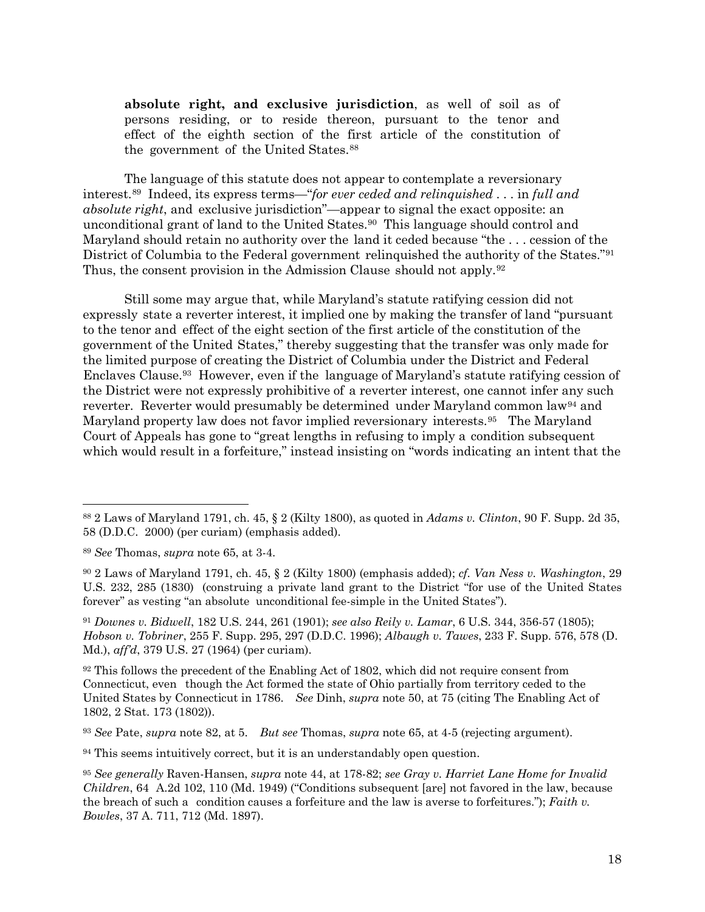> **absolute right, and exclusive jurisdiction**, as well of soil as of persons residing, or to reside thereon, pursuant to the tenor and effect of the eighth section of the first article of the constitution of the government of the United States.[88]

The language of this statute does not appear to contemplate a reversionary interest.[89] Indeed, its express terms—"*for ever ceded and relinquished* . . . in *full and absolute right*, and exclusive jurisdiction"—appear to signal the exact opposite: an unconditional grant of land to the United States.[90] This language should control and Maryland should retain no authority over the land it ceded because "the . . . cession of the District of Columbia to the Federal government relinquished the authority of the States."[91] Thus, the consent provision in the Admission Clause should not apply.[92]

Still some may argue that, while Maryland's statute ratifying cession did not expressly state a reverter interest, it implied one by making the transfer of land "pursuant to the tenor and effect of the eight section of the first article of the constitution of the government of the United States," thereby suggesting that the transfer was only made for the limited purpose of creating the District of Columbia under the District and Federal Enclaves Clause.[93] However, even if the language of Maryland's statute ratifying cession of the District were not expressly prohibitive of a reverter interest, one cannot infer any such reverter. Reverter would presumably be determined under Maryland common law[94] and Maryland property law does not favor implied reversionary interests.[95] The Maryland Court of Appeals has gone to "great lengths in refusing to imply a condition subsequent which would result in a forfeiture," instead insisting on "words indicating an intent that the

---

[88] 2 Laws of Maryland 1791, ch. 45, § 2 (Kilty 1800), as quoted in *Adams v. Clinton*, 90 F. Supp. 2d 35, 58 (D.D.C. 2000) (per curiam) (emphasis added).

[89] *See* Thomas, *supra* note 65, at 3-4.

[90] 2 Laws of Maryland 1791, ch. 45, § 2 (Kilty 1800) (emphasis added); *cf. Van Ness v. Washington*, 29 U.S. 232, 285 (1830) (construing a private land grant to the District "for use of the United States forever" as vesting "an absolute unconditional fee-simple in the United States").

[91] *Downes v. Bidwell*, 182 U.S. 244, 261 (1901); *see also Reily v. Lamar*, 6 U.S. 344, 356-57 (1805); *Hobson v. Tobriner*, 255 F. Supp. 295, 297 (D.D.C. 1996); *Albaugh v. Tawes*, 233 F. Supp. 576, 578 (D. Md.), *aff'd*, 379 U.S. 27 (1964) (per curiam).

[92] This follows the precedent of the Enabling Act of 1802, which did not require consent from Connecticut, even though the Act formed the state of Ohio partially from territory ceded to the United States by Connecticut in 1786. *See* Dinh, *supra* note 50, at 75 (citing The Enabling Act of 1802, 2 Stat. 173 (1802)).

[93] *See* Pate, *supra* note 82, at 5. *But see* Thomas, *supra* note 65, at 4-5 (rejecting argument).

[94] This seems intuitively correct, but it is an understandably open question.

[95] *See generally* Raven-Hansen, *supra* note 44, at 178-82; *see Gray v. Harriet Lane Home for Invalid Children*, 64 A.2d 102, 110 (Md. 1949) ("Conditions subsequent [are] not favored in the law, because the breach of such a condition causes a forfeiture and the law is averse to forfeitures."); *Faith v. Bowles*, 37 A. 711, 712 (Md. 1897).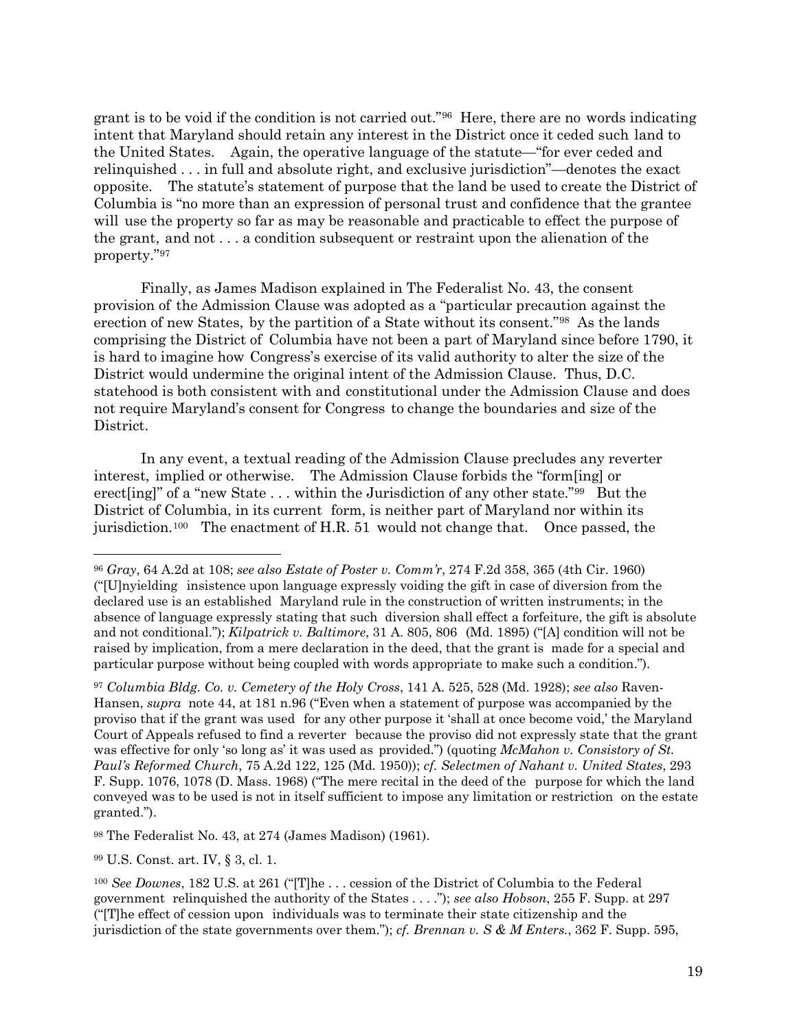grant is to be void if the condition is not carried out."[96] Here, there are no words indicating intent that Maryland should retain any interest in the District once it ceded such land to the United States. Again, the operative language of the statute—"for ever ceded and relinquished . . . in full and absolute right, and exclusive jurisdiction"—denotes the exact opposite. The statute's statement of purpose that the land be used to create the District of Columbia is "no more than an expression of personal trust and confidence that the grantee will use the property so far as may be reasonable and practicable to effect the purpose of the grant, and not . . . a condition subsequent or restraint upon the alienation of the property."[97]

Finally, as James Madison explained in The Federalist No. 43, the consent provision of the Admission Clause was adopted as a "particular precaution against the erection of new States, by the partition of a State without its consent."[98] As the lands comprising the District of Columbia have not been a part of Maryland since before 1790, it is hard to imagine how Congress's exercise of its valid authority to alter the size of the District would undermine the original intent of the Admission Clause. Thus, D.C. statehood is both consistent with and constitutional under the Admission Clause and does not require Maryland's consent for Congress to change the boundaries and size of the District.

In any event, a textual reading of the Admission Clause precludes any reverter interest, implied or otherwise. The Admission Clause forbids the "form[ing] or erect[ing]" of a "new State . . . within the Jurisdiction of any other state."[99] But the District of Columbia, in its current form, is neither part of Maryland nor within its jurisdiction.[100] The enactment of H.R. 51 would not change that. Once passed, the

---

[96] *Gray*, 64 A.2d at 108; *see also Estate of Poster v. Comm'r*, 274 F.2d 358, 365 (4th Cir. 1960) ("[U]nyielding insistence upon language expressly voiding the gift in case of diversion from the declared use is an established Maryland rule in the construction of written instruments; in the absence of language expressly stating that such diversion shall effect a forfeiture, the gift is absolute and not conditional."); *Kilpatrick v. Baltimore*, 31 A. 805, 806 (Md. 1895) ("[A] condition will not be raised by implication, from a mere declaration in the deed, that the grant is made for a special and particular purpose without being coupled with words appropriate to make such a condition.").

[97] *Columbia Bldg. Co. v. Cemetery of the Holy Cross*, 141 A. 525, 528 (Md. 1928); *see also* Raven-Hansen, *supra* note 44, at 181 n.96 ("Even when a statement of purpose was accompanied by the proviso that if the grant was used for any other purpose it 'shall at once become void,' the Maryland Court of Appeals refused to find a reverter because the proviso did not expressly state that the grant was effective for only 'so long as' it was used as provided.") (quoting *McMahon v. Consistory of St. Paul's Reformed Church*, 75 A.2d 122, 125 (Md. 1950)); *cf. Selectmen of Nahant v. United States*, 293 F. Supp. 1076, 1078 (D. Mass. 1968) ("The mere recital in the deed of the purpose for which the land conveyed was to be used is not in itself sufficient to impose any limitation or restriction on the estate granted.").

[98] The Federalist No. 43, at 274 (James Madison) (1961).

[99] U.S. Const. art. IV, § 3, cl. 1.

[100] *See Downes*, 182 U.S. at 261 ("[T]he . . . cession of the District of Columbia to the Federal government relinquished the authority of the States . . . ."); *see also Hobson*, 255 F. Supp. at 297 ("[T]he effect of cession upon individuals was to terminate their state citizenship and the jurisdiction of the state governments over them."); *cf. Brennan v. S & M Enters.*, 362 F. Supp. 595,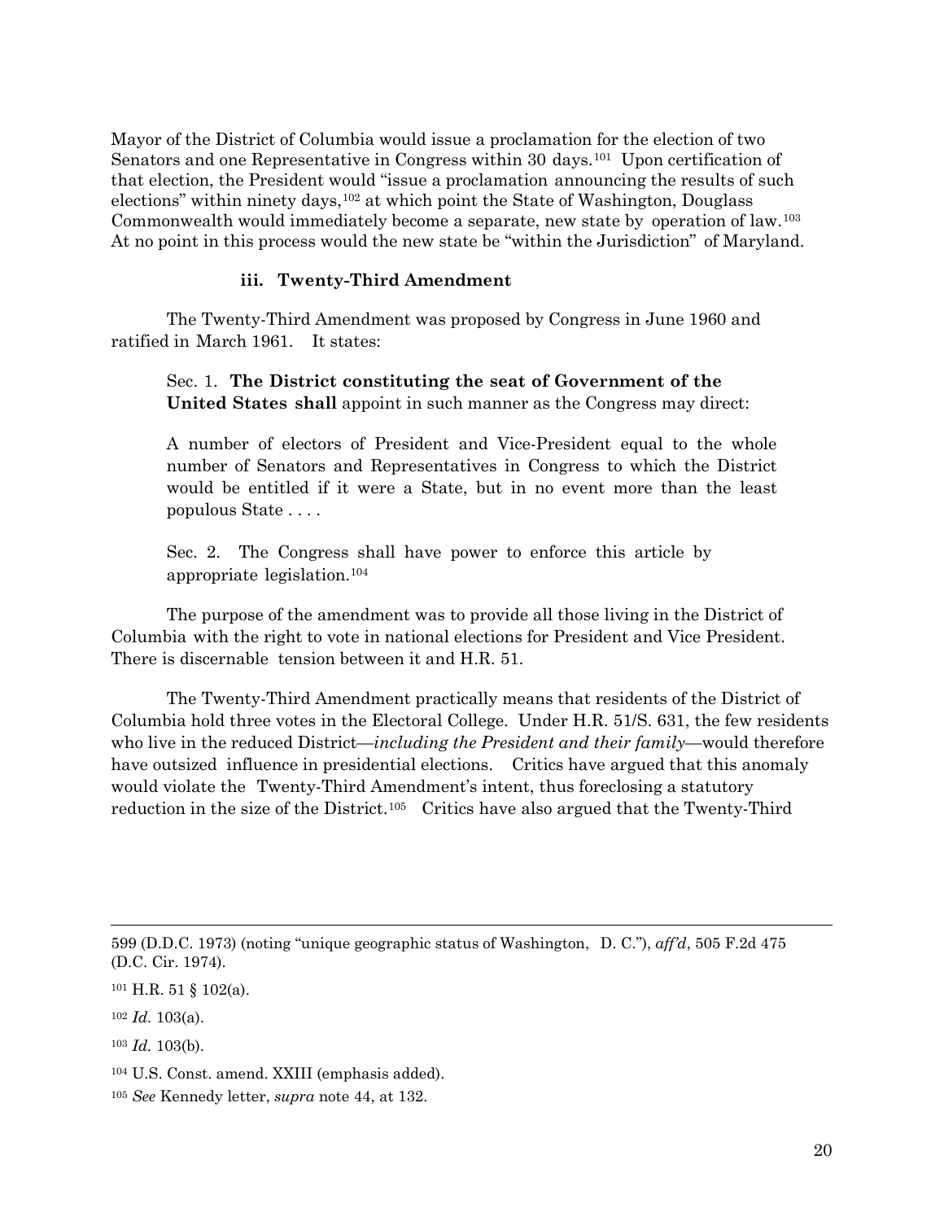Mayor of the District of Columbia would issue a proclamation for the election of two Senators and one Representative in Congress within 30 days.[101] Upon certification of that election, the President would "issue a proclamation announcing the results of such elections" within ninety days,[102] at which point the State of Washington, Douglass Commonwealth would immediately become a separate, new state by operation of law.[103] At no point in this process would the new state be "within the Jurisdiction" of Maryland.

#### iii. Twenty-Third Amendment

The Twenty-Third Amendment was proposed by Congress in June 1960 and ratified in March 1961. It states:

> Sec. 1. **The District constituting the seat of Government of the United States shall** appoint in such manner as the Congress may direct:
>
> A number of electors of President and Vice-President equal to the whole number of Senators and Representatives in Congress to which the District would be entitled if it were a State, but in no event more than the least populous State . . . .
>
> Sec. 2. The Congress shall have power to enforce this article by appropriate legislation.[104]

The purpose of the amendment was to provide all those living in the District of Columbia with the right to vote in national elections for President and Vice President. There is discernable tension between it and H.R. 51.

The Twenty-Third Amendment practically means that residents of the District of Columbia hold three votes in the Electoral College. Under H.R. 51/S. 631, the few residents who live in the reduced District—*including the President and their family*—would therefore have outsized influence in presidential elections. Critics have argued that this anomaly would violate the Twenty-Third Amendment's intent, thus foreclosing a statutory reduction in the size of the District.[105] Critics have also argued that the Twenty-Third

---

599 (D.D.C. 1973) (noting "unique geographic status of Washington, D. C."), *aff'd*, 505 F.2d 475 (D.C. Cir. 1974).

[101] H.R. 51 § 102(a).

[102] *Id.* 103(a).

[103] *Id.* 103(b).

[104] U.S. Const. amend. XXIII (emphasis added).

[105] *See* Kennedy letter, *supra* note 44, at 132.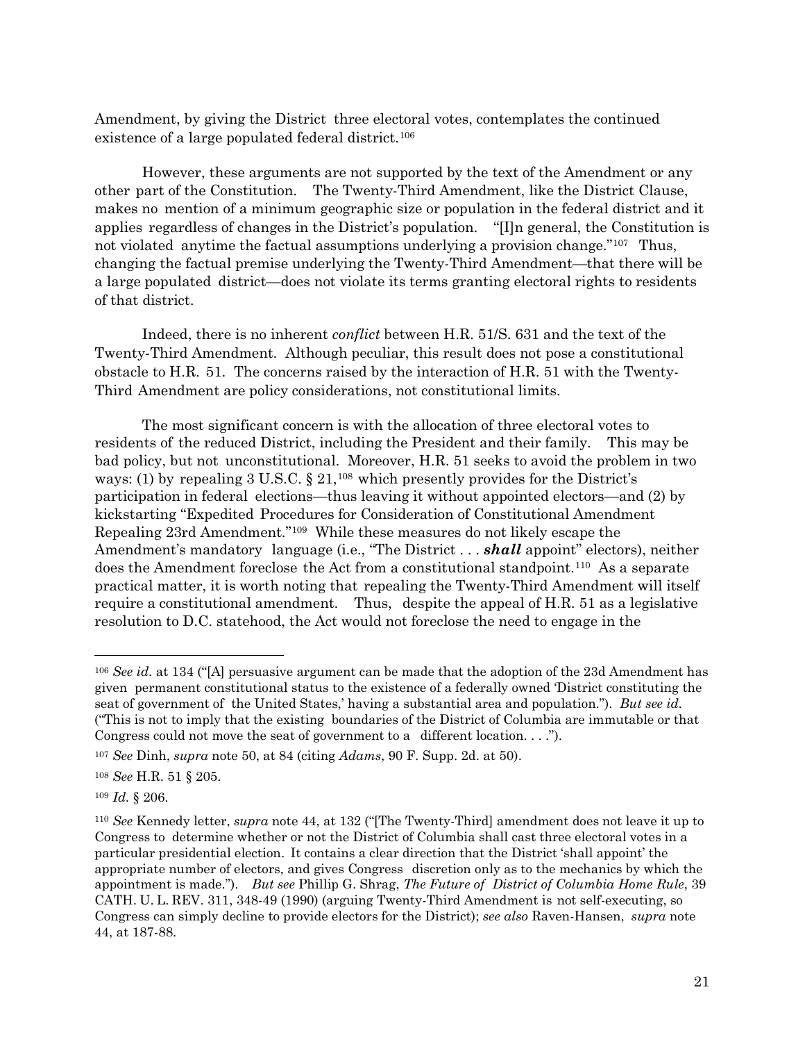Amendment, by giving the District three electoral votes, contemplates the continued existence of a large populated federal district.[106]

However, these arguments are not supported by the text of the Amendment or any other part of the Constitution. The Twenty-Third Amendment, like the District Clause, makes no mention of a minimum geographic size or population in the federal district and it applies regardless of changes in the District's population. "[I]n general, the Constitution is not violated anytime the factual assumptions underlying a provision change."[107] Thus, changing the factual premise underlying the Twenty-Third Amendment—that there will be a large populated district—does not violate its terms granting electoral rights to residents of that district.

Indeed, there is no inherent *conflict* between H.R. 51/S. 631 and the text of the Twenty-Third Amendment. Although peculiar, this result does not pose a constitutional obstacle to H.R. 51. The concerns raised by the interaction of H.R. 51 with the Twenty-Third Amendment are policy considerations, not constitutional limits.

The most significant concern is with the allocation of three electoral votes to residents of the reduced District, including the President and their family. This may be bad policy, but not unconstitutional. Moreover, H.R. 51 seeks to avoid the problem in two ways: (1) by repealing 3 U.S.C. § 21,[108] which presently provides for the District's participation in federal elections—thus leaving it without appointed electors—and (2) by kickstarting "Expedited Procedures for Consideration of Constitutional Amendment Repealing 23rd Amendment."[109] While these measures do not likely escape the Amendment's mandatory language (i.e., "The District . . . ***shall*** appoint" electors), neither does the Amendment foreclose the Act from a constitutional standpoint.[110] As a separate practical matter, it is worth noting that repealing the Twenty-Third Amendment will itself require a constitutional amendment. Thus, despite the appeal of H.R. 51 as a legislative resolution to D.C. statehood, the Act would not foreclose the need to engage in the

---

[106] *See id.* at 134 ("[A] persuasive argument can be made that the adoption of the 23d Amendment has given permanent constitutional status to the existence of a federally owned 'District constituting the seat of government of the United States,' having a substantial area and population."). *But see id.* ("This is not to imply that the existing boundaries of the District of Columbia are immutable or that Congress could not move the seat of government to a different location. . . .").

[107] *See* Dinh, *supra* note 50, at 84 (citing *Adams*, 90 F. Supp. 2d. at 50).

[108] *See* H.R. 51 § 205.

[109] *Id.* § 206.

[110] *See* Kennedy letter, *supra* note 44, at 132 ("[The Twenty-Third] amendment does not leave it up to Congress to determine whether or not the District of Columbia shall cast three electoral votes in a particular presidential election. It contains a clear direction that the District 'shall appoint' the appropriate number of electors, and gives Congress discretion only as to the mechanics by which the appointment is made."). *But see* Phillip G. Shrag, *The Future of District of Columbia Home Rule*, 39 CATH. U. L. REV. 311, 348-49 (1990) (arguing Twenty-Third Amendment is not self-executing, so Congress can simply decline to provide electors for the District); *see also* Raven-Hansen, *supra* note 44, at 187-88.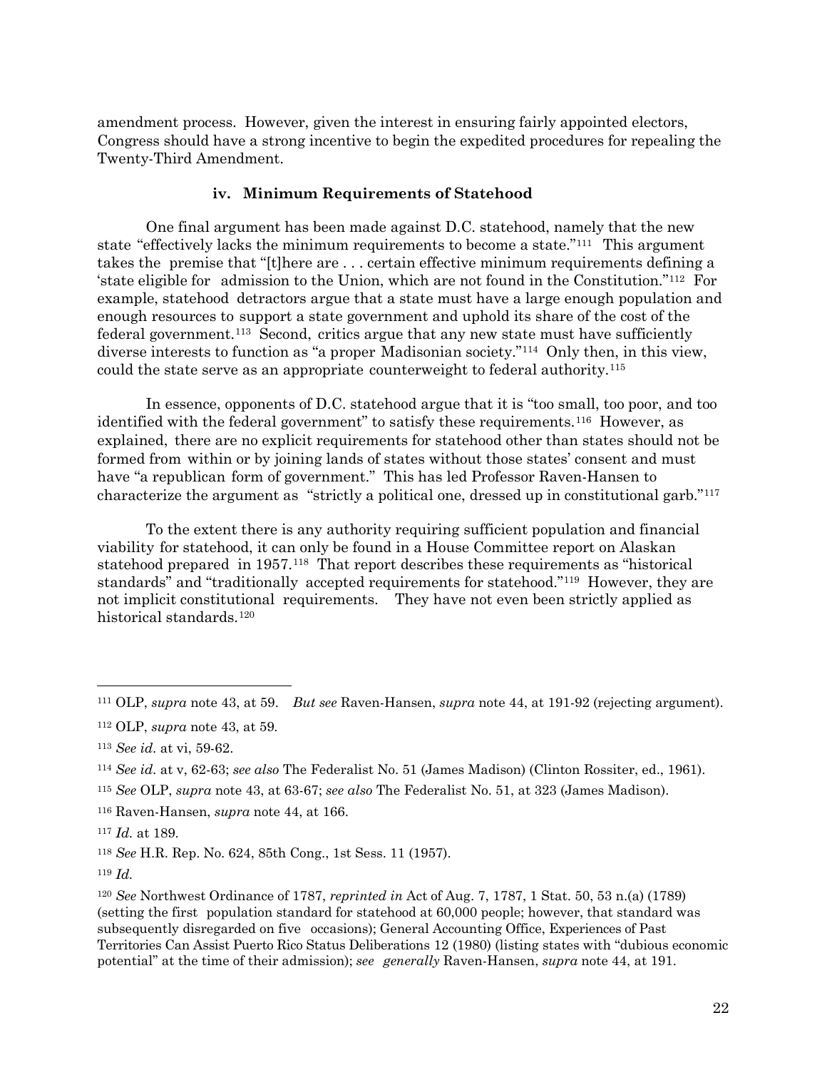amendment process. However, given the interest in ensuring fairly appointed electors, Congress should have a strong incentive to begin the expedited procedures for repealing the Twenty-Third Amendment.

### iv. Minimum Requirements of Statehood

One final argument has been made against D.C. statehood, namely that the new state "effectively lacks the minimum requirements to become a state."[111] This argument takes the premise that "[t]here are . . . certain effective minimum requirements defining a 'state eligible for admission to the Union, which are not found in the Constitution."[112] For example, statehood detractors argue that a state must have a large enough population and enough resources to support a state government and uphold its share of the cost of the federal government.[113] Second, critics argue that any new state must have sufficiently diverse interests to function as "a proper Madisonian society."[114] Only then, in this view, could the state serve as an appropriate counterweight to federal authority.[115]

In essence, opponents of D.C. statehood argue that it is "too small, too poor, and too identified with the federal government" to satisfy these requirements.[116] However, as explained, there are no explicit requirements for statehood other than states should not be formed from within or by joining lands of states without those states' consent and must have "a republican form of government." This has led Professor Raven-Hansen to characterize the argument as "strictly a political one, dressed up in constitutional garb."[117]

To the extent there is any authority requiring sufficient population and financial viability for statehood, it can only be found in a House Committee report on Alaskan statehood prepared in 1957.[118] That report describes these requirements as "historical standards" and "traditionally accepted requirements for statehood."[119] However, they are not implicit constitutional requirements. They have not even been strictly applied as historical standards.[120]

---

[111] OLP, *supra* note 43, at 59. *But see* Raven-Hansen, *supra* note 44, at 191-92 (rejecting argument).

[112] OLP, *supra* note 43, at 59.

[113] *See id.* at vi, 59-62.

[114] *See id.* at v, 62-63; *see also* The Federalist No. 51 (James Madison) (Clinton Rossiter, ed., 1961).

[115] *See* OLP, *supra* note 43, at 63-67; *see also* The Federalist No. 51, at 323 (James Madison).

[116] Raven-Hansen, *supra* note 44, at 166.

[117] *Id.* at 189.

[118] *See* H.R. Rep. No. 624, 85th Cong., 1st Sess. 11 (1957).

[119] *Id.*

[120] *See* Northwest Ordinance of 1787, *reprinted in* Act of Aug. 7, 1787, 1 Stat. 50, 53 n.(a) (1789) (setting the first population standard for statehood at 60,000 people; however, that standard was subsequently disregarded on five occasions); General Accounting Office, Experiences of Past Territories Can Assist Puerto Rico Status Deliberations 12 (1980) (listing states with "dubious economic potential" at the time of their admission); *see generally* Raven-Hansen, *supra* note 44, at 191.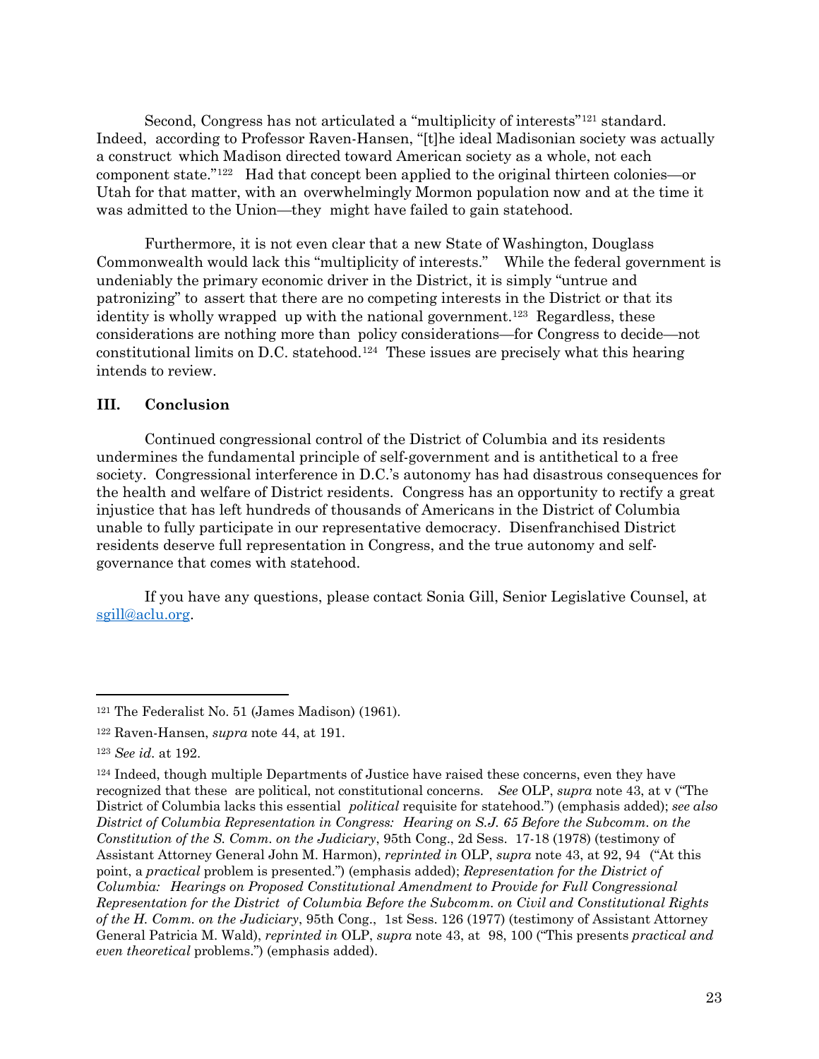Second, Congress has not articulated a "multiplicity of interests"[121] standard. Indeed, according to Professor Raven-Hansen, "[t]he ideal Madisonian society was actually a construct which Madison directed toward American society as a whole, not each component state."[122] Had that concept been applied to the original thirteen colonies—or Utah for that matter, with an overwhelmingly Mormon population now and at the time it was admitted to the Union—they might have failed to gain statehood.

Furthermore, it is not even clear that a new State of Washington, Douglass Commonwealth would lack this "multiplicity of interests." While the federal government is undeniably the primary economic driver in the District, it is simply "untrue and patronizing" to assert that there are no competing interests in the District or that its identity is wholly wrapped up with the national government.[123] Regardless, these considerations are nothing more than policy considerations—for Congress to decide—not constitutional limits on D.C. statehood.[124] These issues are precisely what this hearing intends to review.

## III. Conclusion

Continued congressional control of the District of Columbia and its residents undermines the fundamental principle of self-government and is antithetical to a free society. Congressional interference in D.C.'s autonomy has had disastrous consequences for the health and welfare of District residents. Congress has an opportunity to rectify a great injustice that has left hundreds of thousands of Americans in the District of Columbia unable to fully participate in our representative democracy. Disenfranchised District residents deserve full representation in Congress, and the true autonomy and self-governance that comes with statehood.

If you have any questions, please contact Sonia Gill, Senior Legislative Counsel, at sgill@aclu.org.

---

[121] The Federalist No. 51 (James Madison) (1961).

[122] Raven-Hansen, *supra* note 44, at 191.

[123] *See id.* at 192.

[124] Indeed, though multiple Departments of Justice have raised these concerns, even they have recognized that these are political, not constitutional concerns. *See* OLP, *supra* note 43, at v ("The District of Columbia lacks this essential *political* requisite for statehood.") (emphasis added); *see also District of Columbia Representation in Congress: Hearing on S.J. 65 Before the Subcomm. on the Constitution of the S. Comm. on the Judiciary*, 95th Cong., 2d Sess. 17-18 (1978) (testimony of Assistant Attorney General John M. Harmon), *reprinted in* OLP, *supra* note 43, at 92, 94 ("At this point, a *practical* problem is presented.") (emphasis added); *Representation for the District of Columbia: Hearings on Proposed Constitutional Amendment to Provide for Full Congressional Representation for the District of Columbia Before the Subcomm. on Civil and Constitutional Rights of the H. Comm. on the Judiciary*, 95th Cong., 1st Sess. 126 (1977) (testimony of Assistant Attorney General Patricia M. Wald), *reprinted in* OLP, *supra* note 43, at 98, 100 ("This presents *practical and even theoretical* problems.") (emphasis added).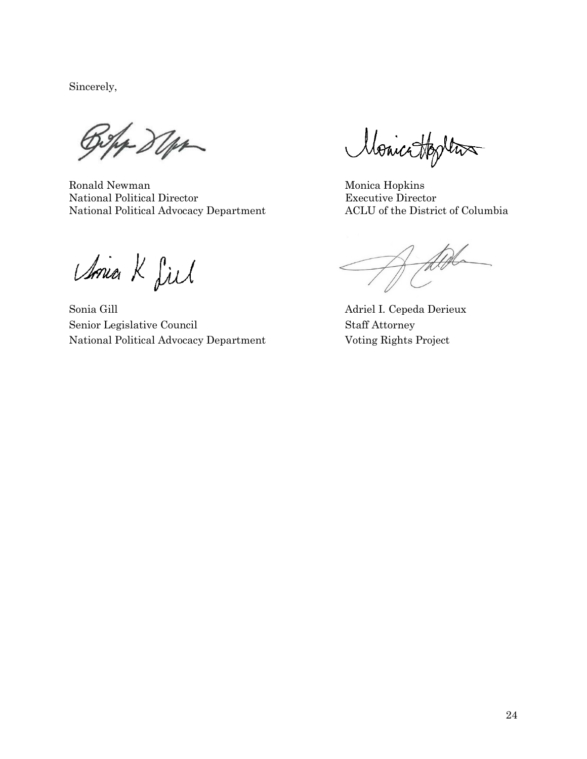Sincerely,

Ronald Newman
National Political Director
National Political Advocacy Department

Monica Hopkins
Executive Director
ACLU of the District of Columbia

Sonia Gill
Senior Legislative Council
National Political Advocacy Department

Adriel I. Cepeda Derieux
Staff Attorney
Voting Rights Project